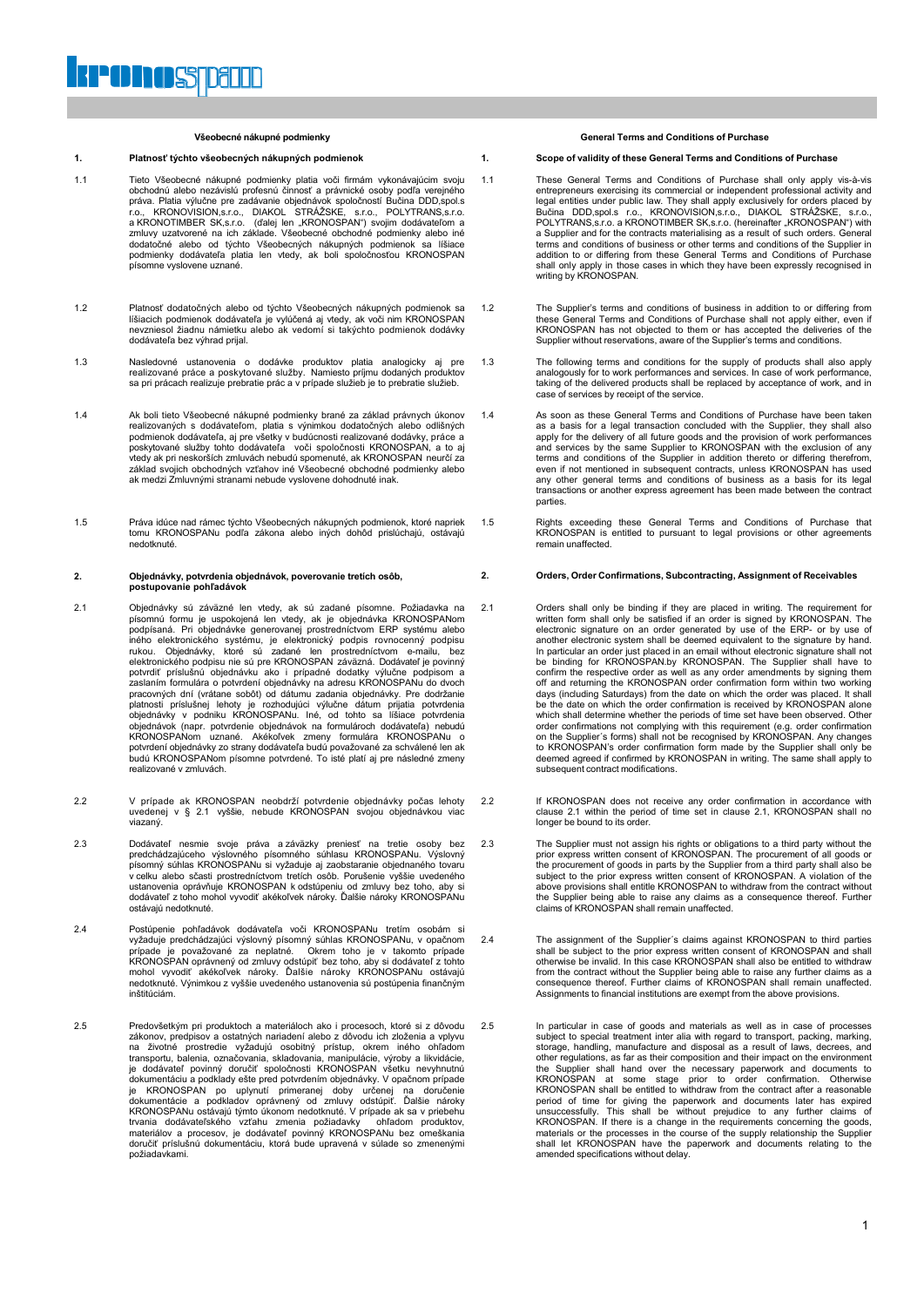## Všeobecné nákupné podmienky

### 1. Platnosť týchto všeobecných nákupných podmienok

1.1 Tieto Všeobecné nákupné podmienky platia voči firmám vykonávajúcim svoju obchodnú alebo nezávislú profesnú činnosť a právnické osoby podľa verejného práva. Platia výlučne pre zadávanie objednávok spoločností Bučina DDD,spol.s r.o., KRONOVISION,s.r.o., DIAKOL STRÁŽSKE, s.r.o., POLYTRANS,s.r.o. a KRONOTIMBER SK,s.r.o. (ďalej len „KRONOSPAN") svojim dodávateľom a zmluvy uzatvorené na ich základe. Všeobecné obchodné podmienky alebo iné dodatočné alebo od týchto Všeobecných nákupných podmienok sa líšiace podmienky dodávateľa platia len vtedy, ak boli spoločnosťou KRONOSPAN písomne vyslovene uznané.

1.2 Platnosť dodatočných alebo od týchto Všeobecných nákupných podmienok sa líšiacich podmienok dodávateľa je vylúčená aj vtedy, ak voči nim KRONOSPAN nevzniesol žiadnu námietku alebo ak vedomí si takýchto podmienok dodávky dodávateľa bez výhrad prijal.

1.3 Nasledovné ustanovenia o dodávke produktov platia analogicky aj pre realizované práce a poskytované služby. Namiesto príjmu dodaných produktov sa pri prácach realizuje prebratie prác a v prípade služieb je to prebratie služieb.

1.4 Ak boli tieto Všeobecné nákupné podmienky brané za základ právnych úkonov realizovaných s dodávateľom, platia s výnimkou dodatočných alebo odlišných podmienok dodávateľa, aj pre všetky v budúcnosti realizované dodávky, práce a poskytované služby tohto dodávateľa voči spoločnosti KRONOSPAN, a to aj vtedy ak pri neskorších zmluvách nebudú spomenuté, ak KRONOSPAN neurčí za základ svojich obchodných vzťahov iné Všeobecné obchodné podmienky alebo ak medzi Zmluvnými stranami nebude vyslovene dohodnuté inak.

1.5 Práva idúce nad rámec týchto Všeobecných nákupných podmienok, ktoré napriek tomu KRONOSPANu podľa zákona alebo iných dohôd prislúchajú, ostávajú nedotknuté.

### 2. Objednávky, potvrdenia objednávok, poverovanie tretích osôb, postupovanie pohľadávok

2.1 Objednávky sú záväzné len vtedy, ak sú zadané písomne. Požiadavka na písomnú formu je uspokojená len vtedy, ak je objednávka KRONOSPANom podpísaná. Pri objednávke generovanej prostredníctvom ERP systému alebo iného elektronického systému, je elektronický podpis rovnocenný podpisu rukou. Objednávky, ktoré sú zadané len prostredníctvom e-mailu, bez elektronického podpisu nie sú pre KRONOSPAN záväzná. Dodávateľ je povinný potvrdiť príslušnú objednávku ako i prípadné dodatky výlučne podpisom a zaslaním formulára o potvrdení objednávky na adresu KRONOSPANu do dvoch pracovných dní (vrátane sobôt) od dátumu zadania objednávky. Pre dodržanie platnosti príslušnej lehoty je rozhodujúci výlučne dátum prijatia potvrdenia objednávky v podniku KRONOSPANu. Iné, od tohto sa líšiace potvrdenia objednávok (napr. potvrdenie objednávok na formulároch dodávateľa) nebudú KRONOSPANom uznané. Akékoľvek zmeny formulára KRONOSPANu o potvrdení objednávky zo strany dodávateľa budú považované za schválené len ak budú KRONOSPANom písomne potvrdené. To isté platí aj pre následné zmeny realizované v zmluvách.

2.2 V prípade ak KRONOSPAN neobdrží potvrdenie objednávky počas lehoty uvedenej v § 2.1 vyššie, nebude KRONOSPAN svojou objednávkou viac viazaný.

2.3 Dodávateľ nesmie svoje práva a záväzky preniesť na tretie osoby bez predchádzajúceho výslovného písomného súhlasu KRONOSPANu. Výslovný písomný súhlas KRONOSPANu si vyžaduje aj zaobstaranie objednaného tovaru v celku alebo sčasti prostredníctvom tretích osôb. Porušenie vyššie uvedeného ustanovenia oprávňuje KRONOSPAN k odstúpeniu od zmluvy bez toho, aby si dodávateľ z toho mohol vyvodiť akékoľvek nároky. Ďalšie nároky KRONOSPANu ostávajú nedotknuté.

2.4 Postúpenie pohľadávok dodávateľa voči KRONOSPANu tretím osobám si vyžaduje predchádzajúci výslovný písomný súhlas KRONOSPANu, v opačnom prípade je považované za neplatné. Okrem toho je v takomto prípade KRONOSPAN oprávnený od zmluvy odstúpiť bez toho, aby si dodávateľ z toho mohol vyvodiť akékoľvek nároky. Ďalšie nároky KRONOSPANu ostávajú nedotknuté. Výnimkou z vyššie uvedeného ustanovenia sú postúpenia finančným inštitúciám.

2.5 Predovšetkým pri produktoch a materiáloch ako i procesoch, ktoré si z dôvodu zákonov, predpisov a ostatných nariadení alebo z dôvodu ich zloženia a vplyvu na životné prostredie vyžadujú osobitný prístup, okrem iného ohľadom transportu, balenia, označovania, skladovania, manipulácie, výroby a likvidácie, je dodávateľ povinný doručiť spoločnosti KRONOSPAN všetku nevyhnutnú dokumentáciu a podklady ešte pred potvrdením objednávky. V opačnom prípade je KRONOSPAN po uplynutí primeranej doby určenej na doručenie dokumentácie a podkladov oprávnený od zmluvy odstúpiť. Ďalšie nároky KRONOSPANu ostávajú týmto úkonom nedotknuté. V prípade ak sa v priebehu trvania dodávateľského vzťahu zmenia požiadavky ohľadom produktov, materiálov a procesov, je dodávateľ povinný KRONOSPANu bez omeškania doručiť príslušnú dokumentáciu, ktorá bude upravená v súlade so zmenenými požiadavkami.

## General Terms and Conditions of Purchase

### 1. Scope of validity of these General Terms and Conditions of Purchase

1.1 These General Terms and Conditions of Purchase shall only apply vis-à-vis entrepreneurs exercising its commercial or independent professional activity and legal entities under public law. They shall apply exclusively for orders placed by Bučina DDD,spol.s r.o., KRONOVISION,s.r.o., DIAKOL STRÁŽSKE, s.r.o., POLYTRANS,s.r.o. a KRONOTIMBER SK,s.r.o. (hereinafter „KRONOSPAN") with a Supplier and for the contracts materialising as a result of such orders. General terms and conditions of business or other terms and conditions of the Supplier in addition to or differing from these General Terms and Conditions of Purchase shall only apply in those cases in which they have been expressly recognised in writing by KRONOSPAN.

1.2 The Supplier's terms and conditions of business in addition to or differing from these General Terms and Conditions of Purchase shall not apply either, even if KRONOSPAN has not objected to them or has accepted the deliveries of the Supplier without reservations, aware of the Supplier's terms and conditions.

1.3 The following terms and conditions for the supply of products shall also apply analogously for to work performances and services. In case of work performance, taking of the delivered products shall be replaced by acceptance of work, and in case of services by receipt of the service.

1.4 As soon as these General Terms and Conditions of Purchase have been taken as a basis for a legal transaction concluded with the Supplier, they shall also apply for the delivery of all future goods and the provision of work performances and services by the same Supplier to KRONOSPAN with the exclusion of any terms and conditions of the Supplier in addition thereto or differing therefrom, even if not mentioned in subsequent contracts, unless KRONOSPAN has used any other general terms and conditions of business as a basis for its legal transactions or another express agreement has been made between the contract parties.

1.5 Rights exceeding these General Terms and Conditions of Purchase that KRONOSPAN is entitled to pursuant to legal provisions or other agreements remain unaffected.

### 2. Orders, Order Confirmations, Subcontracting, Assignment of Receivables

2.1 Orders shall only be binding if they are placed in writing. The requirement for written form shall only be satisfied if an order is signed by KRONOSPAN. The electronic signature on an order generated by use of the ERP- or by use of another electronic system shall be deemed equivalent to the signature by hand. In particular an order just placed in an email without electronic signature shall not be binding for KRONOSPAN.by KRONOSPAN. The Supplier shall have to confirm the respective order as well as any order amendments by signing them off and returning the KRONOSPAN order confirmation form within two working days (including Saturdays) from the date on which the order was placed. It shall be the date on which the order confirmation is received by KRONOSPAN alone which shall determine whether the periods of time set have been observed. Other order confirmations not complying with this requirement (e.g. order confirmation on the Supplier´s forms) shall not be recognised by KRONOSPAN. Any changes to KRONOSPAN's order confirmation form made by the Supplier shall only be deemed agreed if confirmed by KRONOSPAN in writing. The same shall apply to subsequent contract modifications.

2.2 If KRONOSPAN does not receive any order confirmation in accordance with clause 2.1 within the period of time set in clause 2.1, KRONOSPAN shall no longer be bound to its order.

2.3 The Supplier must not assign his rights or obligations to a third party without the prior express written consent of KRONOSPAN. The procurement of all goods or the procurement of goods in parts by the Supplier from a third party shall also be subject to the prior express written consent of KRONOSPAN. A violation of the above provisions shall entitle KRONOSPAN to withdraw from the contract without the Supplier being able to raise any claims as a consequence thereof. Further claims of KRONOSPAN shall remain unaffected.

2.4 The assignment of the Supplier´s claims against KRONOSPAN to third parties shall be subject to the prior express written consent of KRONOSPAN and shall otherwise be invalid. In this case KRONOSPAN shall also be entitled to withdraw from the contract without the Supplier being able to raise any further claims as a consequence thereof. Further claims of KRONOSPAN shall remain unaffected. Assignments to financial institutions are exempt from the above provisions.

2.5 In particular in case of goods and materials as well as in case of processes subject to special treatment inter alia with regard to transport, packing, marking, storage, handling, manufacture and disposal as a result of laws, decrees, and other regulations, as far as their composition and their impact on the environment the Supplier shall hand over the necessary paperwork and documents to KRONOSPAN at some stage prior to order confirmation. Otherwise KRONOSPAN shall be entitled to withdraw from the contract after a reasonable period of time for giving the paperwork and documents later has expired unsuccessfully. This shall be without prejudice to any further claims of KRONOSPAN. If there is a change in the requirements concerning the goods, materials or the processes in the course of the supply relationship the Supplier shall let KRONOSPAN have the paperwork and documents relating to the amended specifications without delay.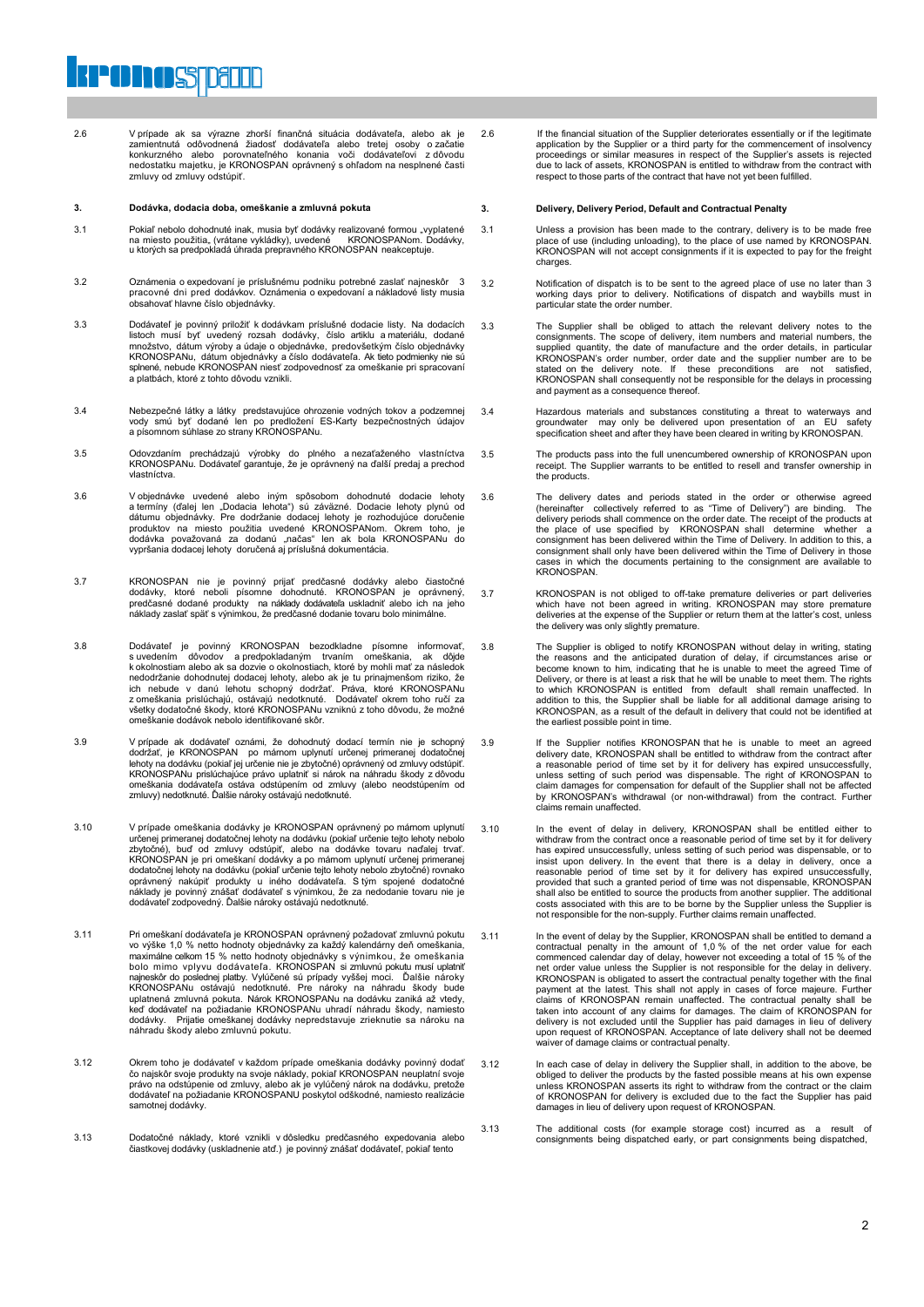2.6 V prípade ak sa výrazne zhorší finančná situácia dodávateľa, alebo ak je zamientnutá odôvodnená žiadosť dodávateľa alebo tretej osoby o začatie konkurzného alebo porovnateľného konania voči dodávateľovi z dôvodu nedostatku majetku, je KRONOSPAN oprávnený s ohľadom na nesplnené časti zmluvy od zmluvy odstúpiť.

2.6 If the financial situation of the Supplier deteriorates essentially or if the legitimate application by the Supplier or a third party for the commencement of insolvency proceedings or similar measures in respect of the Supplier's assets is rejected due to lack of assets, KRONOSPAN is entitled to withdraw from the contract with respect to those parts of the contract that have not yet been fulfilled.

## 3. Dodávka, dodacia doba, omeškanie a zmluvná pokuta

## 3. Delivery, Delivery Period, Default and Contractual Penalty

3.1 Pokiaľ nebolo dohodnuté inak, musia byť dodávky realizované formou „vyplatené na miesto použitia" (vrátane vykládky), uvedené KRONOSPANom. Dodávky, u ktorých sa predpokladá úhrada prepravného KRONOSPAN neakceptuje.

3.1 Unless a provision has been made to the contrary, delivery is to be made free place of use (including unloading), to the place of use named by KRONOSPAN. KRONOSPAN will not accept consignments if it is expected to pay for the freight charges.

3.2 Oznámenia o expedovaní je príslušnému podniku potrebné zaslať najneskôr 3 pracovné dni pred dodávkov. Oznámenia o expedovaní a nákladové listy musia obsahovať hlavne číslo objednávky.

3.2 Notification of dispatch is to be sent to the agreed place of use no later than 3 working days prior to delivery. Notifications of dispatch and waybills must in particular state the order number.

3.3 Dodávateľ je povinný priložiť k dodávkam príslušné dodacie listy. Na dodacích listoch musí byť uvedený rozsah dodávky, číslo artiklu a materiálu, dodané množstvo, dátum výroby a údaje o objednávke, predovšetkým číslo objednávky KRONOSPANu, dátum objednávky a číslo dodávateľa. Ak tieto podmienky nie sú splnené, nebude KRONOSPAN niesť zodpovednosť za omeškanie pri spracovaní a platbách, ktoré z tohto dôvodu vznikli.

3.3 The Supplier shall be obliged to attach the relevant delivery notes to the consignments. The scope of delivery, item numbers and material numbers, the supplied quantity, the date of manufacture and the order details, in particular KRONOSPAN's order number, order date and the supplier number are to be stated on the delivery note. If these preconditions are not satisfied, KRONOSPAN shall consequently not be responsible for the delays in processing and payment as a consequence thereof.

3.4 Nebezpečné látky a látky predstavujúce ohrozenie vodných tokov a podzemnej vody smú byť dodané len po predložení ES-Karty bezpečnostných údajov a písomnom súhlase zo strany KRONOSPANu.

3.4 Hazardous materials and substances constituting a threat to waterways and groundwater may only be delivered upon presentation of an EU safety specification sheet and after they have been cleared in writing by KRONOSPAN.

3.5 Odovzdaním prechádzajú výrobky do plného a nezaťaženého vlastníctva KRONOSPANu. Dodávateľ garantuje, že je oprávnený na ďalší predaj a prechod vlastníctva.

3.5 The products pass into the full unencumbered ownership of KRONOSPAN upon receipt. The Supplier warrants to be entitled to resell and transfer ownership in the products.

3.6 V objednávke uvedené alebo iným spôsobom dohodnuté dodacie lehoty a termíny (ďalej len „Dodacia lehota") sú záväzné. Dodacie lehoty plynú od dátumu objednávky. Pre dodržanie dodacej lehoty je rozhodujúce doručenie produktov na miesto použitia uvedené KRONOSPANom. Okrem toho, je dodávka považovaná za dodanú „načas" len ak bola KRONOSPANu do vypršania dodacej lehoty doručená aj príslušná dokumentácia.

3.6 The delivery dates and periods stated in the order or otherwise agreed (hereinafter collectively referred to as "Time of Delivery") are binding. The delivery periods shall commence on the order date. The receipt of the products at the place of use specified by KRONOSPAN shall determine whether a consignment has been delivered within the Time of Delivery. In addition to this, a consignment shall only have been delivered within the Time of Delivery in those cases in which the documents pertaining to the consignment are available to KRONOSPAN.

3.7 KRONOSPAN nie je povinný prijať predčasné dodávky alebo čiastočné dodávky, ktoré neboli písomne dohodnuté. KRONOSPAN je oprávnený, predčasné dodané produkty na náklady dodávateľa uskladniť alebo ich na jeho náklady zaslať späť s výnimkou, že predčasné dodanie tovaru bolo minimálne.

3.7 KRONOSPAN is not obliged to off-take premature deliveries or part deliveries which have not been agreed in writing. KRONOSPAN may store premature deliveries at the expense of the Supplier or return them at the latter's cost, unless the delivery was only slightly premature.

3.8 Dodávateľ je povinný KRONOSPAN bezodkladne písomne informovať, s uvedením dôvodov a predpokladaným trvaním omeškania, ak dôjde k okolnostiam alebo ak sa dozvie o okolnostiach, ktoré by mohli mať za následok nedodržanie dohodnutej dodacej lehoty, alebo ak je tu prinajmenšom riziko, že ich nebude v danú lehotu schopný dodržať. Práva, ktoré KRONOSPANu z omeškania prislúchajú, ostávajú nedotknuté. Dodávateľ okrem toho ručí za všetky dodatočné škody, ktoré KRONOSPANu vzniknú z toho dôvodu, že možné omeškanie dodávok nebolo identifikované skôr.

3.8 The Supplier is obliged to notify KRONOSPAN without delay in writing, stating the reasons and the anticipated duration of delay, if circumstances arise or become known to him, indicating that he is unable to meet the agreed Time of Delivery, or there is at least a risk that he will be unable to meet them. The rights to which KRONOSPAN is entitled from default shall remain unaffected. In addition to this, the Supplier shall be liable for all additional damage arising to KRONOSPAN, as a result of the default in delivery that could not be identified at the earliest possible point in time.

3.9 V prípade ak dodávateľ oznámi, že dohodnutý dodací termín nie je schopný dodržať, je KRONOSPAN po márnom uplynutí určenej primeranej dodatočnej lehoty na dodávku (pokiaľ jej určenie nie je zbytočné) oprávnený od zmluvy odstúpiť. KRONOSPANu prislúchajúce právo uplatniť si nárok na náhradu škody z dôvodu omeškania dodávateľa ostáva odstúpením od zmluvy (alebo neodstúpením od zmluvy) nedotknuté. Ďalšie nároky ostávajú nedotknuté.

3.9 If the Supplier notifies KRONOSPAN that he is unable to meet an agreed delivery date, KRONOSPAN shall be entitled to withdraw from the contract after a reasonable period of time set by it for delivery has expired unsuccessfully, unless setting of such period was dispensable. The right of KRONOSPAN to claim damages for compensation for default of the Supplier shall not be affected by KRONOSPAN's withdrawal (or non-withdrawal) from the contract. Further claims remain unaffected.

3.10 V prípade omeškania dodávky je KRONOSPAN oprávnený po márnom uplynutí určenej primeranej dodatočnej lehoty na dodávku (pokiaľ určenie tejto lehoty nebolo zbytočné), buď od zmluvy odstúpiť, alebo na dodávke tovaru naďalej trvať. KRONOSPAN je pri omeškaní dodávky a po márnom uplynutí určenej primeranej dodatočnej lehoty na dodávku (pokiaľ určenie tejto lehoty nebolo zbytočné) rovnako oprávnený nakúpiť produkty u iného dodávateľa. S tým spojené dodatočné náklady je povinný znášať dodávateľ s výnimkou, že za nedodanie tovaru nie je dodávateľ zodpovedný. Ďalšie nároky ostávajú nedotknuté.

3.10 In the event of delay in delivery, KRONOSPAN shall be entitled either to withdraw from the contract once a reasonable period of time set by it for delivery has expired unsuccessfully, unless setting of such period was dispensable, or to insist upon delivery. In the event that there is a delay in delivery, once a reasonable period of time set by it for delivery has expired unsuccessfully, provided that such a granted period of time was not dispensable, KRONOSPAN shall also be entitled to source the products from another supplier. The additional costs associated with this are to be borne by the Supplier unless the Supplier is not responsible for the non-supply. Further claims remain unaffected.

3.11 Pri omeškaní dodávateľa je KRONOSPAN oprávnený požadovať zmluvnú pokutu vo výške 1,0 % netto hodnoty objednávky za každý kalendárny deň omeškania, maximálne celkom 15 % netto hodnoty objednávky s výnimkou, že omeškania bolo mimo vplyvu dodávateľa. KRONOSPAN si zmluvnú pokutu musí uplatniť najneskôr do poslednej platby. Vylúčené sú prípady vyššej moci. Ďalšie nároky KRONOSPANu ostávajú nedotknuté. Pre nároky na náhradu škody bude uplatnená zmluvná pokuta. Nárok KRONOSPANu na dodávku zaniká až vtedy, keď dodávateľ na požiadanie KRONOSPANu uhradí náhradu škody, namiesto dodávky. Prijatie omeškanej dodávky nepredstavuje zrieknutie sa nároku na náhradu škody alebo zmluvnú pokutu.

3.11 In the event of delay by the Supplier, KRONOSPAN shall be entitled to demand a contractual penalty in the amount of 1,0 % of the net order value for each commenced calendar day of delay, however not exceeding a total of 15 % of the net order value unless the Supplier is not responsible for the delay in delivery. KRONOSPAN is obligated to assert the contractual penalty together with the final payment at the latest. This shall not apply in cases of force majeure. Further claims of KRONOSPAN remain unaffected. The contractual penalty shall be taken into account of any claims for damages. The claim of KRONOSPAN for delivery is not excluded until the Supplier has paid damages in lieu of delivery upon request of KRONOSPAN. Acceptance of late delivery shall not be deemed waiver of damage claims or contractual penalty.

3.12 Okrem toho je dodávateľ v každom prípade omeškania dodávky povinný dodať čo najskôr svoje produkty na svoje náklady, pokiaľ KRONOSPAN neuplatní svoje právo na odstúpenie od zmluvy, alebo ak je vylúčený nárok na dodávku, pretože dodávateľ na požiadanie KRONOSPANU poskytol odškodné, namiesto realizácie samotnej dodávky.

3.12 In each case of delay in delivery the Supplier shall, in addition to the above, be obliged to deliver the products by the fasted possible means at his own expense unless KRONOSPAN asserts its right to withdraw from the contract or the claim of KRONOSPAN for delivery is excluded due to the fact the Supplier has paid damages in lieu of delivery upon request of KRONOSPAN.

3.13 Dodatočné náklady, ktoré vznikli v dôsledku predčasného expedovania alebo čiastkovej dodávky (uskladnenie atď.) je povinný znášať dodávateľ, pokiaľ tento

3.13 The additional costs (for example storage cost) incurred as a result of consignments being dispatched early, or part consignments being dispatched,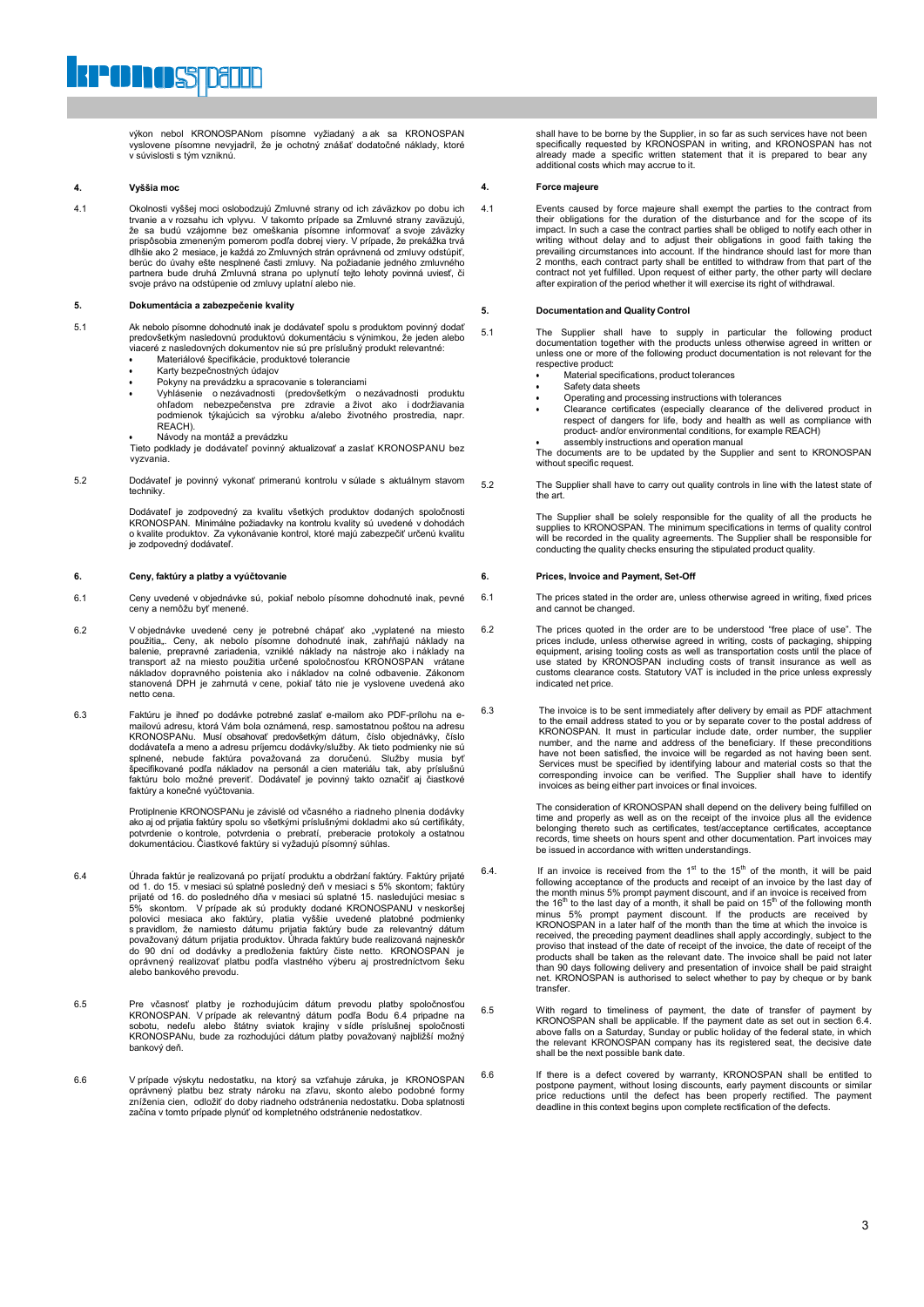výkon nebol KRONOSPANom písomne vyžiadaný a ak sa KRONOSPAN vyslovene písomne nevyjadril, že je ochotný znášať dodatočné náklady, ktoré v súvislosti s tým vzniknú.

## 4. Vyššia moc

4.1 Okolnosti vyššej moci oslobodzujú Zmluvné strany od ich záväzkov po dobu ich trvanie a v rozsahu ich vplyvu. V takomto prípade sa Zmluvné strany zaväzujú, že sa budú vzájomne bez omeškania písomne informovať a svoje záväzky prispôsobia zmeneným pomerom podľa dobrej viery. V prípade, že prekážka trvá dlhšie ako 2 mesiace, je každá zo Zmluvných strán oprávnená od zmluvy odstúpiť, berúc do úvahy ešte nesplnené časti zmluvy. Na požiadanie jedného zmluvného partnera bude druhá Zmluvná strana po uplynutí tejto lehoty povinná uviesť, či svoje právo na odstúpenie od zmluvy uplatní alebo nie.

## 5. Dokumentácia a zabezpečenie kvality

5.1 Ak nebolo písomne dohodnuté inak je dodávateľ spolu s produktom povinný dodať predovšetkým nasledovnú produktovú dokumentáciu s výnimkou, že jeden alebo viaceré z nasledovných dokumentov nie sú pre príslušný produkt relevantné:

- Materiálové špecifikácie, produktové tolerancie
- Karty bezpečnostných údajov
- Pokyny na prevádzku a spracovanie s toleranciami
- Vyhlásenie o nezávadnosti (predovšetkým o nezávadnosti produktu ohľadom nebezpečenstva pre zdravie a život ako i dodržiavania podmienok týkajúcich sa výrobku a/alebo životného prostredia, napr. REACH).
- Návody na montáž a prevádzku

Tieto podklady je dodávateľ povinný aktualizovať a zaslať KRONOSPANU bez vyzvania.

5.2 Dodávateľ je povinný vykonať primeranú kontrolu v súlade s aktuálnym stavom techniky.

Dodávateľ je zodpovedný za kvalitu všetkých produktov dodaných spoločnosti KRONOSPAN. Minimálne požiadavky na kontrolu kvality sú uvedené v dohodách o kvalite produktov. Za vykonávanie kontrol, ktoré majú zabezpečiť určenú kvalitu je zodpovedný dodávateľ.

## 6. Ceny, faktúry a platby a vyúčtovanie

6.1 Ceny uvedené v objednávke sú, pokiaľ nebolo písomne dohodnuté inak, pevné ceny a nemôžu byť menené.

6.2 V objednávke uvedené ceny je potrebné chápať ako „vyplatené na miesto použitia„. Ceny, ak nebolo písomne dohodnuté inak, zahŕňajú náklady na balenie, prepravné zariadenia, vzniklé náklady na nástroje ako i náklady na transport až na miesto použitia určené spoločnosťou KRONOSPAN vrátane nákladov dopravného poistenia ako i nákladov na colné odbavenie. Zákonom stanovená DPH je zahrnutá v cene, pokiaľ táto nie je vyslovene uvedená ako netto cena.

6.3 Faktúru je ihneď po dodávke potrebné zaslať e-mailom ako PDF-prílohu na e-mailovú adresu, ktorá Vám bola oznámená, resp. samostatnou poštou na adresu KRONOSPANu. Musí obsahovať predovšetkým dátum, číslo objednávky, číslo dodávateľa a meno a adresu príjemcu dodávky/služby. Ak tieto podmienky nie sú splnené, nebude faktúra považovaná za doručenú. Služby musia byť špecifikované podľa nákladov na personál a cien materiálu tak, aby príslušnú faktúru bolo možné preveriť. Dodávateľ je povinný takto označiť aj čiastkové faktúry a konečné vyúčtovania.

Protiplnenie KRONOSPANu je závislé od včasného a riadneho plnenia dodávky ako aj od prijatia faktúry spolu so všetkými príslušnými dokladmi ako sú certifikáty, potvrdenie o kontrole, potvrdenia o prebratí, preberacie protokoly a ostatnou dokumentáciou. Čiastkové faktúry si vyžadujú písomný súhlas.

6.4 Úhrada faktúr je realizovaná po prijatí produktu a obdržaní faktúry. Faktúry prijaté od 1. do 15. v mesiaci sú splatné posledný deň v mesiaci s 5% skontom; faktúry prijaté od 16. do posledného dňa v mesiaci sú splatné 15. nasledujúci mesiac s 5% skontom. V prípade ak sú produkty dodané KRONOSPANU v neskoršej polovici mesiaca ako faktúry, platia vyššie uvedené platobné podmienky s pravidlom, že namiesto dátumu prijatia faktúry bude za relevantný dátum považovaný dátum prijatia produktov. Úhrada faktúry bude realizovaná najneskôr do 90 dní od dodávky a predloženia faktúry čisté netto. KRONOSPAN je oprávnený realizovať platbu podľa vlastného výberu aj prostredníctvom šeku alebo bankového prevodu.

6.5 Pre včasnosť platby je rozhodujúcim dátum prevodu platby spoločnosťou KRONOSPAN. V prípade ak relevantný dátum podľa Bodu 6.4 pripadne na sobotu, nedeľu alebo štátny sviatok krajiny v sídle príslušnej spoločnosti KRONOSPANu, bude za rozhodujúci dátum platby považovaný najbližší možný bankový deň.

6.6 V prípade výskytu nedostatku, na ktorý sa vzťahuje záruka, je KRONOSPAN oprávnený platbu bez straty nároku na zľavu, skonto alebo podobné formy zníženia cien, odložiť do doby riadneho odstránenia nedostatku. Doba splatnosti začína v tomto prípade plynúť od kompletného odstránenie nedostatkov.

shall have to be borne by the Supplier, in so far as such services have not been specifically requested by KRONOSPAN in writing, and KRONOSPAN has not already made a specific written statement that it is prepared to bear any additional costs which may accrue to it.

## 4. Force majeure

4.1 Events caused by force majeure shall exempt the parties to the contract from their obligations for the duration of the disturbance and for the scope of its impact. In such a case the contract parties shall be obliged to notify each other in writing without delay and to adjust their obligations in good faith taking the prevailing circumstances into account. If the hindrance should last for more than 2 months, each contract party shall be entitled to withdraw from that part of the contract not yet fulfilled. Upon request of either party, the other party will declare after expiration of the period whether it will exercise its right of withdrawal.

## 5. Documentation and Quality Control

5.1 The Supplier shall have to supply in particular the following product documentation together with the products unless otherwise agreed in written or unless one or more of the following product documentation is not relevant for the respective product:

- Material specifications, product tolerances
- Safety data sheets
- Operating and processing instructions with tolerances
- Clearance certificates (especially clearance of the delivered product in respect of dangers for life, body and health as well as compliance with product- and/or environmental conditions, for example REACH)
- assembly instructions and operation manual

The documents are to be updated by the Supplier and sent to KRONOSPAN without specific request.

5.2 The Supplier shall have to carry out quality controls in line with the latest state of the art.

The Supplier shall be solely responsible for the quality of all the products he supplies to KRONOSPAN. The minimum specifications in terms of quality control will be recorded in the quality agreements. The Supplier shall be responsible for conducting the quality checks ensuring the stipulated product quality.

## 6. Prices, Invoice and Payment, Set-Off

6.1 The prices stated in the order are, unless otherwise agreed in writing, fixed prices and cannot be changed.

6.2 The prices quoted in the order are to be understood "free place of use". The prices include, unless otherwise agreed in writing, costs of packaging, shipping equipment, arising tooling costs as well as transportation costs until the place of use stated by KRONOSPAN including costs of transit insurance as well as customs clearance costs. Statutory VAT is included in the price unless expressly indicated net price.

6.3 The invoice is to be sent immediately after delivery by email as PDF attachment to the email address stated to you or by separate cover to the postal address of KRONOSPAN. It must in particular include date, order number, the supplier number, and the name and address of the beneficiary. If these preconditions have not been satisfied, the invoice will be regarded as not having been sent. Services must be specified by identifying labour and material costs so that the corresponding invoice can be verified. The Supplier shall have to identify invoices as being either part invoices or final invoices.

The consideration of KRONOSPAN shall depend on the delivery being fulfilled on time and properly as well as on the receipt of the invoice plus all the evidence belonging thereto such as certificates, test/acceptance certificates, acceptance records, time sheets on hours spent and other documentation. Part invoices may be issued in accordance with written understandings.

6.4. If an invoice is received from the 1st to the 15th of the month, it will be paid following acceptance of the products and receipt of an invoice by the last day of the month minus 5% prompt payment discount, and if an invoice is received from the 16th to the last day of a month, it shall be paid on 15th of the following month minus 5% prompt payment discount. If the products are received by KRONOSPAN in a later half of the month than the time at which the invoice is received, the preceding payment deadlines shall apply accordingly, subject to the proviso that instead of the date of receipt of the invoice, the date of receipt of the products shall be taken as the relevant date. The invoice shall be paid not later than 90 days following delivery and presentation of invoice shall be paid straight net. KRONOSPAN is authorised to select whether to pay by cheque or by bank transfer.

6.5 With regard to timeliness of payment, the date of transfer of payment by KRONOSPAN shall be applicable. If the payment date as set out in section 6.4. above falls on a Saturday, Sunday or public holiday of the federal state, in which the relevant KRONOSPAN company has its registered seat, the decisive date shall be the next possible bank date.

6.6 If there is a defect covered by warranty, KRONOSPAN shall be entitled to postpone payment, without losing discounts, early payment discounts or similar price reductions until the defect has been properly rectified. The payment deadline in this context begins upon complete rectification of the defects.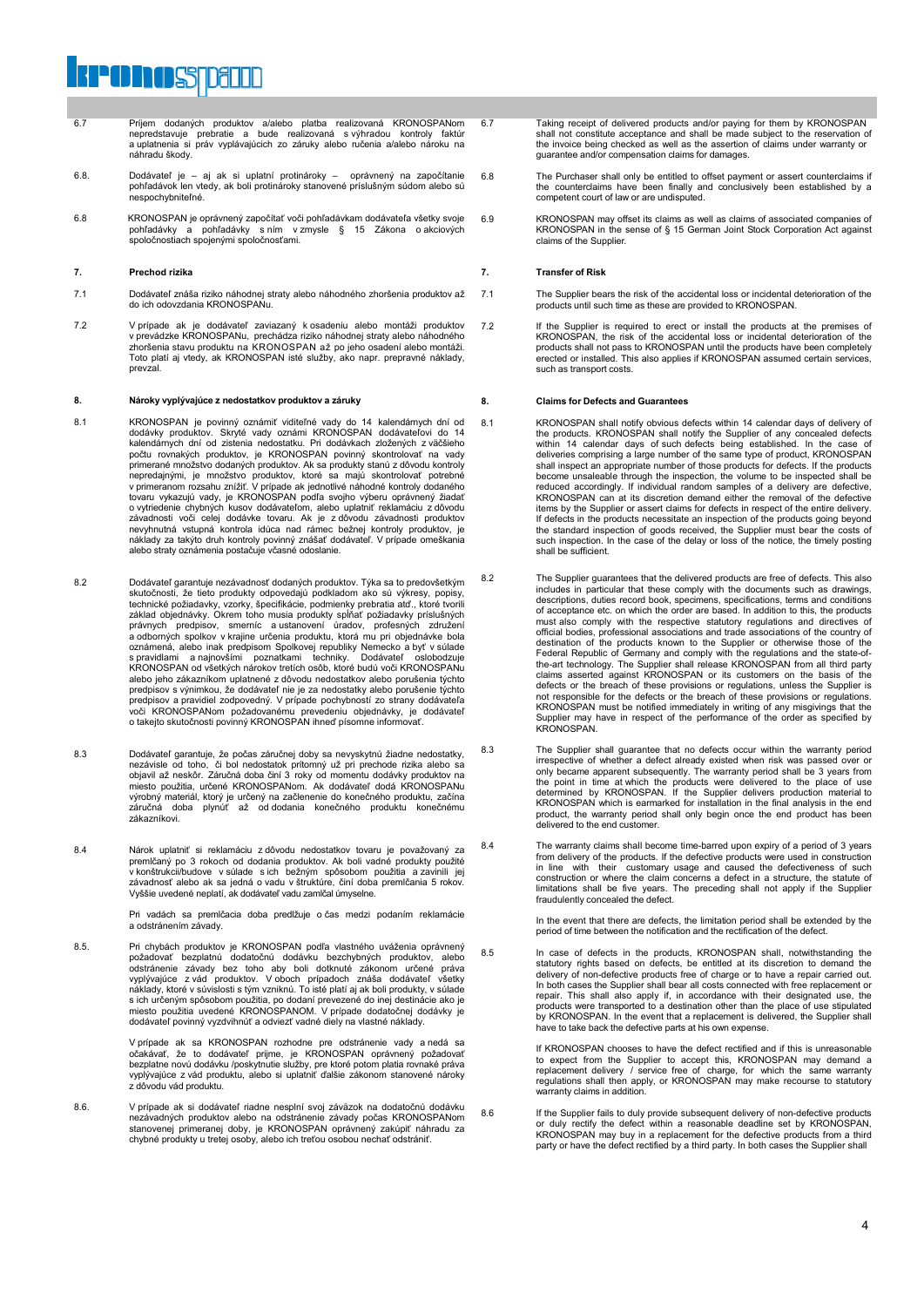| | | | |
|---|---|---|---|
| 6.7 | Príjem dodaných produktov a/alebo platba realizovaná KRONOSPANom nepredstavuje prebratie a bude realizovaná s výhradou kontroly faktúr a uplatnenia si práv vyplávajúcich zo záruky alebo ručenia a/alebo nároku na náhradu škody. | 6.7 | Taking receipt of delivered products and/or paying for them by KRONOSPAN shall not constitute acceptance and shall be made subject to the reservation of the invoice being checked as well as the assertion of claims under warranty or guarantee and/or compensation claims for damages. |
| 6.8. | Dodávateľ je – aj ak si uplatní protinároky – oprávnený na započítanie pohľadávok len vtedy, ak boli protinároky stanovené príslušným súdom alebo sú nespochybniteľné. | 6.8 | The Purchaser shall only be entitled to offset payment or assert counterclaims if the counterclaims have been finally and conclusively been established by a competent court of law or are undisputed. |
| 6.8 | KRONOSPAN je oprávnený započítať voči pohľadávkam dodávateľa všetky svoje pohľadávky a pohľadávky s ním v zmysle § 15 Zákona o akciových spoločnostiach spojenými spoločnosťami. | 6.9 | KRONOSPAN may offset its claims as well as claims of associated companies of KRONOSPAN in the sense of § 15 German Joint Stock Corporation Act against claims of the Supplier. |
| **7.** | **Prechod rizika** | **7.** | **Transfer of Risk** |
| 7.1 | Dodávateľ znáša riziko náhodnej straty alebo náhodného zhoršenia produktov až do ich odovzdania KRONOSPANu. | 7.1 | The Supplier bears the risk of the accidental loss or incidental deterioration of the products until such time as these are provided to KRONOSPAN. |
| 7.2 | V prípade ak je dodávateľ zaviazaný k osadeniu alebo montáži produktov v prevádzke KRONOSPANu, prechádza riziko náhodnej straty alebo náhodného zhoršenia stavu produktu na KRONOSPAN až po jeho osadení alebo montáži. Toto platí aj vtedy, ak KRONOSPAN isté služby, ako napr. prepravné náklady, prevzal. | 7.2 | If the Supplier is required to erect or install the products at the premises of KRONOSPAN, the risk of the accidental loss or incidental deterioration of the products shall not pass to KRONOSPAN until the products have been completely erected or installed. This also applies if KRONOSPAN assumed certain services, such as transport costs. |
| **8.** | **Nároky vyplývajúce z nedostatkov produktov a záruky** | **8.** | **Claims for Defects and Guarantees** |
| 8.1 | KRONOSPAN je povinný oznámiť viditeľné vady do 14 kalendárnych dní od dodávky produktov. Skryté vady oznámi KRONOSPAN dodávateľovi do 14 kalendárnych dní od zistenia nedostatku. Pri dodávkach zložených z väčšieho počtu rovnakých produktov, je KRONOSPAN povinný skontrolovať na vady primerané množstvo dodaných produktov. Ak sa produkty stanú z dôvodu kontroly nepredajnými, je množstvo produktov, ktoré sa majú skontrolovať potrebné v primeranom rozsahu znížiť. V prípade ak jednotlivé náhodné kontroly dodaného tovaru vykazujú vady, je KRONOSPAN podľa svojho výberu oprávnený žiadať o vytriedenie chybných kusov dodávateľom, alebo uplatniť reklamáciu z dôvodu závadnosti voči celej dodávke tovaru. Ak je z dôvodu závadnosti produktov nevyhnutná vstupná kontrola idúca nad rámec bežnej kontroly produktov, je náklady za takýto druh kontroly povinný znášať dodávateľ. V prípade omeškania alebo straty oznámenia postačuje včasné odoslanie. | 8.1 | KRONOSPAN shall notify obvious defects within 14 calendar days of delivery of the products. KRONOSPAN shall notify the Supplier of any concealed defects within 14 calendar days of such defects being established. In the case of deliveries comprising a large number of the same type of product, KRONOSPAN shall inspect an appropriate number of those products for defects. If the products become unsaleable through the inspection, the volume to be inspected shall be reduced accordingly. If individual random samples of a delivery are defective, KRONOSPAN can at its discretion demand either the removal of the defective items by the Supplier or assert claims for defects in respect of the entire delivery. If defects in the products necessitate an inspection of the products going beyond the standard inspection of goods received, the Supplier must bear the costs of such inspection. In the case of the delay or loss of the notice, the timely posting shall be sufficient. |
| 8.2 | Dodávateľ garantuje nezávadnosť dodaných produktov. Týka sa to predovšetkým skutočnosti, že tieto produkty odpovedajú podkladom ako sú výkresy, popisy, technické požiadavky, vzorky, špecifikácie, podmienky prebratia atď., ktoré tvorili základ objednávky. Okrem toho musia produkty spĺňať požiadavky príslušných právnych predpisov, smerníc a ustanovení úradov, profesných združení a odborných spolkov v krajine určenia produktu, ktorá mu pri objednávke bola oznámená, alebo inak predpisom Spolkovej republiky Nemecko a byť v súlade s pravidlami a najnovšími poznatkami techniky. Dodávateľ oslobodzuje KRONOSPAN od všetkých nárokov tretích osôb, ktoré budú voči KRONOSPANu alebo jeho zákazníkom uplatnené z dôvodu nedostatkov alebo porušenia týchto predpisov s výnimkou, že dodávateľ nie je za nedostatky alebo porušenie týchto predpisov a pravidiel zodpovedný. V prípade pochybností zo strany dodávateľa voči KRONOSPANom požadovanému prevedeniu objednávky, je dodávateľ o takejto skutočnosti povinný KRONOSPAN ihneď písomne informovať. | 8.2 | The Supplier guarantees that the delivered products are free of defects. This also includes in particular that these comply with the documents such as drawings, descriptions, duties record book, specimens, specifications, terms and conditions of acceptance etc. on which the order are based. In addition to this, the products must also comply with the respective statutory regulations and directives of official bodies, professional associations and trade associations of the country of destination of the products known to the Supplier or otherwise those of the Federal Republic of Germany and comply with the regulations and the state-of-the-art technology. The Supplier shall release KRONOSPAN from all third party claims asserted against KRONOSPAN or its customers on the basis of the defects or the breach of these provisions or regulations, unless the Supplier is not responsible for the defects or the breach of these provisions or regulations. KRONOSPAN must be notified immediately in writing of any misgivings that the Supplier may have in respect of the performance of the order as specified by KRONOSPAN. |
| 8.3 | Dodávateľ garantuje, že počas záručnej doby sa nevyskytnú žiadne nedostatky, nezávisle od toho, či bol nedostatok prítomný už pri prechode rizika alebo sa objavil až neskôr. Záručná doba činí 3 roky od momentu dodávky produktov na miesto použitia, určené KRONOSPANom. Ak dodávateľ dodá KRONOSPANu výrobný materiál, ktorý je určený na začlenenie do konečného produktu, začína záručná doba plynúť až od dodania konečného produktu konečnému zákazníkovi. | 8.3 | The Supplier shall guarantee that no defects occur within the warranty period irrespective of whether a defect already existed when risk was passed over or only became apparent subsequently. The warranty period shall be 3 years from the point in time at which the products were delivered to the place of use determined by KRONOSPAN. If the Supplier delivers production material to KRONOSPAN which is earmarked for installation in the final analysis in the end product, the warranty period shall only begin once the end product has been delivered to the end customer. |
| 8.4 | Nárok uplatniť si reklamáciu z dôvodu nedostatkov tovaru je považovaný za premlčaný po 3 rokoch od dodania produktov. Ak boli vadné produkty použité v konštrukcii/budove v súlade s ich bežným spôsobom použitia a zavinili jej závadnosť alebo ak sa jedná o vadu v štruktúre, činí doba premlčania 5 rokov. Vyššie uvedené neplatí, ak dodávateľ vadu zamlčal úmyselne.<br><br>Pri vadách sa premlčacia doba predlžuje o čas medzi podaním reklamácie a odstránením závady. | 8.4 | The warranty claims shall become time-barred upon expiry of a period of 3 years from delivery of the products. If the defective products were used in construction in line with their customary usage and caused the defectiveness of such construction or where the claim concerns a defect in a structure, the statute of limitations shall be five years. The preceding shall not apply if the Supplier fraudulently concealed the defect.<br><br>In the event that there are defects, the limitation period shall be extended by the period of time between the notification and the rectification of the defect. |
| 8.5. | Pri chybách produktov je KRONOSPAN podľa vlastného uváženia oprávnený požadovať bezplatnú dodatočnú dodávku bezchybných produktov, alebo odstránenie závady bez toho aby boli dotknuté zákonom určené práva vyplývajúce z vád produktov. V oboch prípadoch znáša dodávateľ všetky náklady, ktoré v súvislosti s tým vzniknú. To isté platí aj ak boli produkty, v súlade s ich určeným spôsobom použitia, po dodaní prevezené do inej destinácie ako je miesto použitia uvedené KRONOSPANOM. V prípade dodatočnej dodávky je dodávateľ povinný vyzdvihnúť a odviezť vadné diely na vlastné náklady.<br><br>V prípade ak sa KRONOSPAN rozhodne pre odstránenie vady a nedá sa očakávať, že to dodávateľ prijme, je KRONOSPAN oprávnený požadovať bezplatne novú dodávku /poskytnutie služby, pre ktoré potom platia rovnaké práva vyplývajúce z vád produktu, alebo si uplatniť ďalšie zákonom stanovené nároky z dôvodu vád produktu. | 8.5 | In case of defects in the products, KRONOSPAN shall, notwithstanding the statutory rights based on defects, be entitled at its discretion to demand the delivery of non-defective products free of charge or to have a repair carried out. In both cases the Supplier shall bear all costs connected with free replacement or repair. This shall also apply if, in accordance with their designated use, the products were transported to a destination other than the place of use stipulated by KRONOSPAN. In the event that a replacement is delivered, the Supplier shall have to take back the defective parts at his own expense.<br><br>If KRONOSPAN chooses to have the defect rectified and if this is unreasonable to expect from the Supplier to accept this, KRONOSPAN may demand a replacement delivery / service free of charge, for which the same warranty regulations shall then apply, or KRONOSPAN may make recourse to statutory warranty claims in addition. |
| 8.6. | V prípade ak si dodávateľ riadne nesplní svoj záväzok na dodatočnú dodávku nezávadných produktov alebo na odstránenie závady počas KRONOSPANom stanovenej primeranej doby, je KRONOSPAN oprávnený zakúpiť náhradu za chybné produkty u tretej osoby, alebo ich treťou osobou nechať odstrániť. | 8.6 | If the Supplier fails to duly provide subsequent delivery of non-defective products or duly rectify the defect within a reasonable deadline set by KRONOSPAN, KRONOSPAN may buy in a replacement for the defective products from a third party or have the defect rectified by a third party. In both cases the Supplier shall |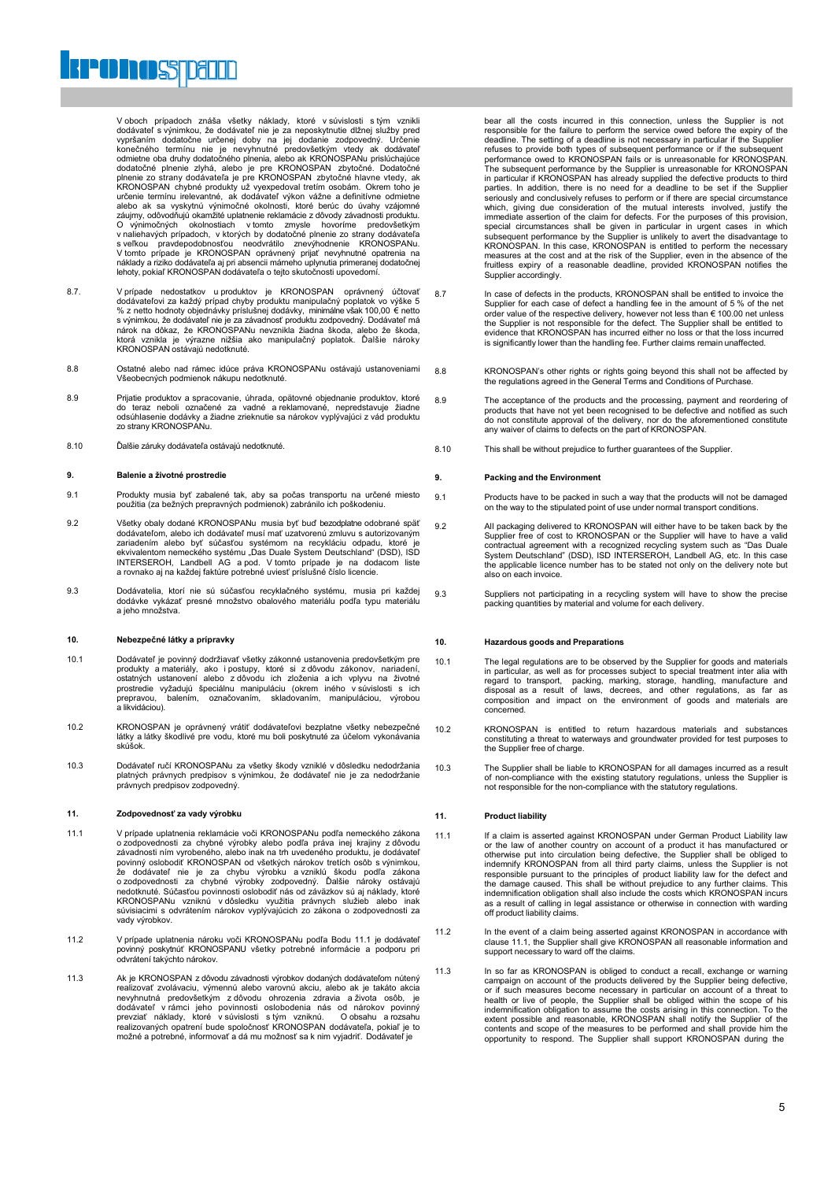V oboch prípadoch znáša všetky náklady, ktoré v súvislosti s tým vznikli dodávateľ s výnimkou, že dodávateľ nie je za neposkytnutie dlžnej služby pred vypršaním dodatočne určenej doby na jej dodanie zodpovedný. Určenie konečného termínu nie je nevyhnutné predovšetkým vtedy ak dodávateľ odmietne oba druhy dodatočného plnenia, alebo ak KRONOSPANu prislúchajúce dodatočné plnenie zlyhá, alebo je pre KRONOSPAN zbytočné. Dodatočné plnenie zo strany dodávateľa je pre KRONOSPAN zbytočné hlavne vtedy, ak KRONOSPAN chybné produkty už vyexpedoval tretím osobám. Okrem toho je určenie termínu irelevantné, ak dodávateľ výkon vážne a definitívne odmietne alebo ak sa vyskytnú výnimočné okolnosti, ktoré berúc do úvahy vzájomné záujmy, odôvodňujú okamžité uplatnenie reklamácie z dôvody závadnosti produktu. O výnimočných okolnostiach v tomto zmysle hovoríme predovšetkým v naliehavých prípadoch, v ktorých by dodatočné plnenie zo strany dodávateľa s veľkou pravdepodobnosťou neodvrátilo znevýhodnenie KRONOSPANu. V tomto prípade je KRONOSPAN oprávnený prijať nevyhnutné opatrenia na náklady a riziko dodávateľa aj pri absencii márneho uplynutia primeranej dodatočnej lehoty, pokiaľ KRONOSPAN dodávateľa o tejto skutočnosti upovedomí.

8.7. V prípade nedostatkov u produktov je KRONOSPAN oprávnený účtovať dodávateľovi za každý prípad chyby produktu manipulačný poplatok vo výške 5 % z netto hodnoty objednávky príslušnej dodávky, minimálne však 100,00 € netto s výnimkou, že dodávateľ nie je za závadnosť produktu zodpovedný. Dodávateľ má nárok na dôkaz, že KRONOSPANu nevznikla žiadna škoda, alebo že škoda, ktorá vznikla je výrazne nižšia ako manipulačný poplatok. Ďalšie nároky KRONOSPAN ostávajú nedotknuté.

8.8 Ostatné alebo nad rámec idúce práva KRONOSPANu ostávajú ustanoveniami Všeobecných podmienok nákupu nedotknuté.

8.9 Prijatie produktov a spracovanie, úhrada, opätovné objednanie produktov, ktoré do teraz neboli označené za vadné a reklamované, nepredstavuje žiadne odsúhlasenie dodávky a žiadne zrieknutie sa nárokov vyplývajúci z vád produktu zo strany KRONOSPANu.

8.10 Ďalšie záruky dodávateľa ostávajú nedotknuté.

## 9. Balenie a životné prostredie

9.1 Produkty musia byť zabalené tak, aby sa počas transportu na určené miesto použitia (za bežných prepravných podmienok) zabránilo ich poškodeniu.

9.2 Všetky obaly dodané KRONOSPANu musia byť buď bezodplatne odobrané späť dodávateľom, alebo ich dodávateľ musí mať uzatvorenú zmluvu s autorizovaným zariadením alebo byť súčasťou systémom na recykláciu odpadu, ktoré je ekvivalentom nemeckého systému „Das Duale System Deutschland" (DSD), ISD INTERSEROH, Landbell AG a pod. V tomto prípade je na dodacom liste a rovnako aj na každej faktúre potrebné uviesť príslušné číslo licencie.

9.3 Dodávatelia, ktorí nie sú súčasťou recyklačného systému, musia pri každej dodávke vykázať presné množstvo obalového materiálu podľa typu materiálu a jeho množstva.

## 10. Nebezpečné látky a prípravky

10.1 Dodávateľ je povinný dodržiavať všetky zákonné ustanovenia predovšetkým pre produkty a materiály, ako i postupy, ktoré si z dôvodu zákonov, nariadení, ostatných ustanovení alebo z dôvodu ich zloženia a ich vplyvu na životné prostredie vyžadujú špeciálnu manipuláciu (okrem iného v súvislosti s ich prepravou, balením, označovaním, skladovaním, manipuláciou, výrobou a likvidáciou).

10.2 KRONOSPAN je oprávnený vrátiť dodávateľovi bezplatne všetky nebezpečné látky a látky škodlivé pre vodu, ktoré mu boli poskytnuté za účelom vykonávania skúšok.

10.3 Dodávateľ ručí KRONOSPANu za všetky škody vzniklé v dôsledku nedodržania platných právnych predpisov s výnimkou, že dodávateľ nie je za nedodržanie právnych predpisov zodpovedný.

## 11. Zodpovednosť za vady výrobku

11.1 V prípade uplatnenia reklamácie voči KRONOSPANu podľa nemeckého zákona o zodpovednosti za chybné výrobky alebo podľa práva inej krajiny z dôvodu závadnosti ním vyrobeného, alebo inak na trh uvedeného produktu, je dodávateľ povinný oslobodiť KRONOSPAN od všetkých nárokov tretích osôb s výnimkou, že dodávateľ nie je za chybu výrobku a vzniklú škodu podľa zákona o zodpovednosti za chybné výrobky zodpovedný. Ďalšie nároky ostávajú nedotknuté. Súčasťou povinnosti oslobodiť nás od záväzkov sú aj náklady, ktoré KRONOSPANu vzniknú v dôsledku využitia právnych služieb alebo inak súvisiacimi s odvrátením nárokov vyplývajúcich zo zákona o zodpovednosti za vady výrobkov.

11.2 V prípade uplatnenia nároku voči KRONOSPANu podľa Bodu 11.1 je dodávateľ povinný poskytnúť KRONOSPANU všetky potrebné informácie a podporu pri odvrátení takýchto nárokov.

11.3 Ak je KRONOSPAN z dôvodu závadnosti výrobkov dodaných dodávateľom nútený realizovať zvolávaciu, výmennú alebo varovnú akciu, alebo ak je takáto akcia nevyhnutná predovšetkým z dôvodu ohrozenia zdravia a života osôb, je dodávateľ v rámci jeho povinnosti oslobodenia nás od nárokov povinný prevziať náklady, ktoré v súvislosti s tým vzniknú. O obsahu a rozsahu realizovaných opatrení bude spoločnosť KRONOSPAN dodávateľa, pokiaľ je to možné a potrebné, informovať a dá mu možnosť sa k nim vyjadriť. Dodávateľ je

bear all the costs incurred in this connection, unless the Supplier is not responsible for the failure to perform the service owed before the expiry of the deadline. The setting of a deadline is not necessary in particular if the Supplier refuses to provide both types of subsequent performance or if the subsequent performance owed to KRONOSPAN fails or is unreasonable for KRONOSPAN. The subsequent performance by the Supplier is unreasonable for KRONOSPAN in particular if KRONOSPAN has already supplied the defective products to third parties. In addition, there is no need for a deadline to be set if the Supplier seriously and conclusively refuses to perform or if there are special circumstance which, giving due consideration of the mutual interests involved, justify the immediate assertion of the claim for defects. For the purposes of this provision, special circumstances shall be given in particular in urgent cases in which subsequent performance by the Supplier is unlikely to avert the disadvantage to KRONOSPAN. In this case, KRONOSPAN is entitled to perform the necessary measures at the cost and at the risk of the Supplier, even in the absence of the fruitless expiry of a reasonable deadline, provided KRONOSPAN notifies the Supplier accordingly.

8.7 In case of defects in the products, KRONOSPAN shall be entitled to invoice the Supplier for each case of defect a handling fee in the amount of 5 % of the net order value of the respective delivery, however not less than € 100.00 net unless the Supplier is not responsible for the defect. The Supplier shall be entitled to evidence that KRONOSPAN has incurred either no loss or that the loss incurred is significantly lower than the handling fee. Further claims remain unaffected.

8.8 KRONOSPAN's other rights or rights going beyond this shall not be affected by the regulations agreed in the General Terms and Conditions of Purchase.

8.9 The acceptance of the products and the processing, payment and reordering of products that have not yet been recognised to be defective and notified as such do not constitute approval of the delivery, nor do the aforementioned constitute any waiver of claims to defects on the part of KRONOSPAN.

8.10 This shall be without prejudice to further guarantees of the Supplier.

## 9. Packing and the Environment

9.1 Products have to be packed in such a way that the products will not be damaged on the way to the stipulated point of use under normal transport conditions.

9.2 All packaging delivered to KRONOSPAN will either have to be taken back by the Supplier free of cost to KRONOSPAN or the Supplier will have to have a valid contractual agreement with a recognized recycling system such as "Das Duale System Deutschland" (DSD), ISD INTERSEROH, Landbell AG, etc. In this case the applicable licence number has to be stated not only on the delivery note but also on each invoice.

9.3 Suppliers not participating in a recycling system will have to show the precise packing quantities by material and volume for each delivery.

## 10. Hazardous goods and Preparations

10.1 The legal regulations are to be observed by the Supplier for goods and materials in particular, as well as for processes subject to special treatment inter alia with regard to transport, packing, marking, storage, handling, manufacture and disposal as a result of laws, decrees, and other regulations, as far as composition and impact on the environment of goods and materials are concerned.

10.2 KRONOSPAN is entitled to return hazardous materials and substances constituting a threat to waterways and groundwater provided for test purposes to the Supplier free of charge.

10.3 The Supplier shall be liable to KRONOSPAN for all damages incurred as a result of non-compliance with the existing statutory regulations, unless the Supplier is not responsible for the non-compliance with the statutory regulations.

## 11. Product liability

11.1 If a claim is asserted against KRONOSPAN under German Product Liability law or the law of another country on account of a product it has manufactured or otherwise put into circulation being defective, the Supplier shall be obliged to indemnify KRONOSPAN from all third party claims, unless the Supplier is not responsible pursuant to the principles of product liability law for the defect and the damage caused. This shall be without prejudice to any further claims. This indemnification obligation shall also include the costs which KRONOSPAN incurs as a result of calling in legal assistance or otherwise in connection with warding off product liability claims.

11.2 In the event of a claim being asserted against KRONOSPAN in accordance with clause 11.1, the Supplier shall give KRONOSPAN all reasonable information and support necessary to ward off the claims.

11.3 In so far as KRONOSPAN is obliged to conduct a recall, exchange or warning campaign on account of the products delivered by the Supplier being defective, or if such measures become necessary in particular on account of a threat to health or live of people, the Supplier shall be obliged within the scope of his indemnification obligation to assume the costs arising in this connection. To the extent possible and reasonable, KRONOSPAN shall notify the Supplier of the contents and scope of the measures to be performed and shall provide him the opportunity to respond. The Supplier shall support KRONOSPAN during the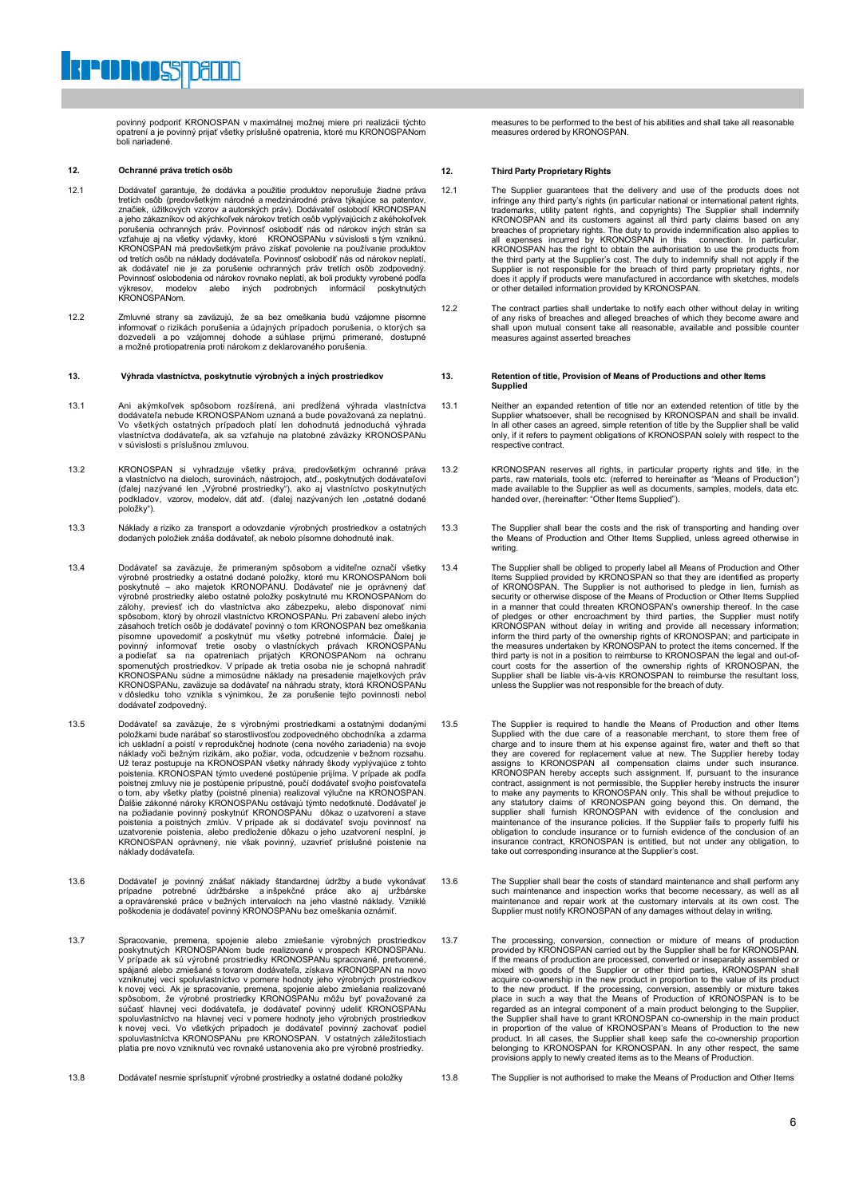povinný podporiť KRONOSPAN v maximálnej možnej miere pri realizácii týchto opatrení a je povinný prijať všetky príslušné opatrenia, ktoré mu KRONOSPANom boli nariadené.

measures to be performed to the best of his abilities and shall take all reasonable measures ordered by KRONOSPAN.

## 12. Ochranné práva tretích osôb

12.1 Dodávateľ garantuje, že dodávka a použitie produktov neporušuje žiadne práva tretích osôb (predovšetkým národné a medzinárodné práva týkajúce sa patentov, značiek, úžitkových vzorov a autorských práv). Dodávateľ oslobodí KRONOSPAN a jeho zákazníkov od akýchkoľvek nárokov tretích osôb vyplývajúcich z akéhokoľvek porušenia ochranných práv. Povinnosť oslobodiť nás od nárokov iných strán sa vzťahuje aj na všetky výdavky, ktoré KRONOSPANu v súvislosti s tým vzniknú. KRONOSPAN má predovšetkým právo získať povolenie na používanie produktov od tretích osôb na náklady dodávateľa. Povinnosť oslobodiť nás od nárokov neplatí, ak dodávateľ nie je za porušenie ochranných práv tretích osôb zodpovedný. Povinnosť oslobodenia od nárokov rovnako neplatí, ak boli produkty vyrobené podľa výkresov, modelov alebo iných podrobných informácií poskytnutých KRONOSPANom.

12.2 Zmluvné strany sa zaväzujú, že sa bez omeškania budú vzájomne písomne informovať o rizikách porušenia a údajných prípadoch porušenia, o ktorých sa dozvedeli a po vzájomnej dohode a súhlase prijmú primerané, dostupné a možné protiopatrenia proti nárokom z deklarovaného porušenia.

## 12. Third Party Proprietary Rights

12.1 The Supplier guarantees that the delivery and use of the products does not infringe any third party's rights (in particular national or international patent rights, trademarks, utility patent rights, and copyrights) The Supplier shall indemnify KRONOSPAN and its customers against all third party claims based on any breaches of proprietary rights. The duty to provide indemnification also applies to all expenses incurred by KRONOSPAN in this connection. In particular, KRONOSPAN has the right to obtain the authorisation to use the products from the third party at the Supplier's cost. The duty to indemnify shall not apply if the Supplier is not responsible for the breach of third party proprietary rights, nor does it apply if products were manufactured in accordance with sketches, models or other detailed information provided by KRONOSPAN.

12.2 The contract parties shall undertake to notify each other without delay in writing of any risks of breaches and alleged breaches of which they become aware and shall upon mutual consent take all reasonable, available and possible counter measures against asserted breaches

## 13. Výhrada vlastníctva, poskytnutie výrobných a iných prostriedkov

13.1 Ani akýmkoľvek spôsobom rozšírená, ani predĺžená výhrada vlastníctva dodávateľa nebude KRONOSPANom uznaná a bude považovaná za neplatnú. Vo všetkých ostatných prípadoch platí len dohodnutá jednoduchá výhrada vlastníctva dodávateľa, ak sa vzťahuje na platobné záväzky KRONOSPANu v súvislosti s príslušnou zmluvou.

13.2 KRONOSPAN si vyhradzuje všetky práva, predovšetkým ochranné práva a vlastníctvo na dieloch, surovinách, nástrojoch, atď., poskytnutých dodávateľovi (ďalej nazývané len „Výrobné prostriedky"), ako aj vlastníctvo poskytnutých podkladov, vzorov, modelov, dát atď. (ďalej nazývaných len „ostatné dodané položky").

13.3 Náklady a riziko za transport a odovzdanie výrobných prostriedkov a ostatných dodaných položiek znáša dodávateľ, ak nebolo písomne dohodnuté inak.

13.4 Dodávateľ sa zaväzuje, že primeraným spôsobom a viditeľne označí všetky výrobné prostriedky a ostatné dodané položky, ktoré mu KRONOSPANom boli poskytnuté – ako majetok KRONOPANU. Dodávateľ nie je oprávnený dať výrobné prostriedky alebo ostatné položky poskytnuté mu KRONOSPANom do zálohy, previesť ich do vlastníctva ako zábezpeku, alebo disponovať nimi spôsobom, ktorý by ohrozil vlastníctvo KRONOSPANu. Pri zabavení alebo iných zásahoch tretích osôb je dodávateľ povinný o tom KRONOSPAN bez omeškania písomne upovedomiť a poskytnúť mu všetky potrebné informácie. Ďalej je povinný informovať tretie osoby o vlastníckych právach KRONOSPANu a podieľať sa na opatreniach prijatých KRONOSPANom na ochranu spomenutých prostriedkov. V prípade ak tretia osoba nie je schopná nahradiť KRONOSPANu súdne a mimosúdne náklady na presadenie majetkových práv KRONOSPANu, zaväzuje sa dodávateľ na náhradu straty, ktorá KRONOSPANu v dôsledku toho vznikla s výnimkou, že za porušenie tejto povinnosti nebol dodávateľ zodpovedný.

13.5 Dodávateľ sa zaväzuje, že s výrobnými prostriedkami a ostatnými dodanými položkami bude narábať so starostlivosťou zodpovedného obchodníka a zdarma ich uskladní a poistí v reprodukčnej hodnote (cena nového zariadenia) na svoje náklady voči bežným rizikám, ako požiar, voda, odcudzenie v bežnom rozsahu. Už teraz postupuje na KRONOSPAN všetky nároky náhrady škody vyplývajúce z tohto poistenia. KRONOSPAN týmto uvedené postúpenie prijíma. V prípade ak podľa poistnej zmluvy nie je postúpenie prípustné, poučí dodávateľ svojho poisťovateľa o tom, aby všetky platby (poistné plnenia) realizoval výlučne na KRONOSPAN. Ďalšie zákonné nároky KRONOSPANu ostávajú týmto nedotknuté. Dodávateľ je na požiadanie povinný poskytnúť KRONOSPANu dôkaz o uzatvorení a stave poistenia a poistných zmlúv. V prípade ak si dodávateľ svoju povinnosť na uzatvorenie poistenia, alebo predloženie dôkazu o jeho uzatvorení nesplní, je KRONOSPAN oprávnený, nie však povinný, uzavrieť príslušné poistenie na náklady dodávateľa.

13.6 Dodávateľ je povinný znášať náklady štandardnej údržby a bude vykonávať prípadne potrebné údržbárske a inšpekčné práce ako aj uržbárske a opravárenské práce v bežných intervaloch na jeho vlastné náklady. Vzniklé poškodenia je dodávateľ povinný KRONOSPANu bez omeškania oznámiť.

13.7 Spracovanie, premena, spojenie alebo zmiešanie výrobných prostriedkov poskytnutých KRONOSPANom bude realizované v prospech KRONOSPANu. V prípade ak sú výrobné prostriedky KRONOSPANu spracované, pretvorené, spájané alebo zmiešané s tovarom dodávateľa, získava KRONOSPAN na novo vzniknutej veci spoluvlastníctvo v pomere hodnoty jeho výrobných prostriedkov k novej veci. Ak je spracovanie, premena, spojenie alebo zmiešania realizované spôsobom, že výrobné prostriedky KRONOSPANu môžu byť považované za súčasť hlavnej veci dodávateľa, je dodávateľ povinný udeliť KRONOSPANu spoluvlastníctvo na hlavnej veci v pomere hodnoty jeho výrobných prostriedkov k novej veci. Vo všetkých prípadoch je dodávateľ povinný zachovať podiel spoluvlastníctva KRONOSPANu pre KRONOSPAN. V ostatných záležitostiach platia pre novo vzniknutú vec rovnaké ustanovenia ako pre výrobné prostriedky.

13.8 Dodávateľ nesmie sprístupniť výrobné prostriedky a ostatné dodané položky

## 13. Retention of title, Provision of Means of Productions and other Items Supplied

13.1 Neither an expanded retention of title nor an extended retention of title by the Supplier whatsoever, shall be recognised by KRONOSPAN and shall be invalid. In all other cases as agreed, simple retention of title by the Supplier shall be valid only, if it refers to payment obligations of KRONOSPAN solely with respect to the respective contract.

13.2 KRONOSPAN reserves all rights, in particular property rights and title, in the parts, raw materials, tools etc. (referred to hereinafter as "Means of Production") made available to the Supplier as well as documents, samples, models, data etc. handed over, (hereinafter: "Other Items Supplied").

13.3 The Supplier shall bear the costs and the risk of transporting and handing over the Means of Production and Other Items Supplied, unless agreed otherwise in writing.

13.4 The Supplier shall be obliged to properly label all Means of Production and Other Items Supplied provided by KRONOSPAN so that they are identified as property of KRONOSPAN. The Supplier is not authorised to pledge in lien, furnish as security or otherwise dispose of the Means of Production or Other Items Supplied in a manner that could threaten KRONOSPAN's ownership thereof. In the case of pledges or other encroachment by third parties, the Supplier must notify KRONOSPAN without delay in writing and provide all necessary information; inform the third party of the ownership rights of KRONOSPAN; and participate in the measures undertaken by KRONOSPAN to protect the items concerned. If the third party is not in a position to reimburse to KRONOSPAN the legal and out-of-court costs for the assertion of the ownership rights of KRONOSPAN, the Supplier shall be liable vis-à-vis KRONOSPAN to reimburse the resultant loss, unless the Supplier was not responsible for the breach of duty.

13.5 The Supplier is required to handle the Means of Production and other Items Supplied with the due care of a reasonable merchant, to store them free of charge and to insure them at his expense against fire, water and theft so that they are covered for replacement value at new. The Supplier hereby today assigns to KRONOSPAN all compensation claims under such insurance. KRONOSPAN hereby accepts such assignment. If, pursuant to the insurance contract, assignment is not permissible, the Supplier hereby instructs the insurer to make any payments to KRONOSPAN only. This shall be without prejudice to any statutory claims of KRONOSPAN going beyond this. On demand, the supplier shall furnish KRONOSPAN with evidence of the conclusion and maintenance of the insurance policies. If the Supplier fails to properly fulfil his obligation to conclude insurance or to furnish evidence of the conclusion of an insurance contract, KRONOSPAN is entitled, but not under any obligation, to take out corresponding insurance at the Supplier's cost.

13.6 The Supplier shall bear the costs of standard maintenance and shall perform any such maintenance and inspection works that become necessary, as well as all maintenance and repair work at the customary intervals at its own cost. The Supplier must notify KRONOSPAN of any damages without delay in writing.

13.7 The processing, conversion, connection or mixture of means of production provided by KRONOSPAN carried out by the Supplier shall be for KRONOSPAN. If the means of production are processed, converted or inseparably assembled or mixed with goods of the Supplier or other third parties, KRONOSPAN shall acquire co-ownership in the new product in proportion to the value of its product to the new product. If the processing, conversion, assembly or mixture takes place in such a way that the Means of Production of KRONOSPAN is to be regarded as an integral component of a main product belonging to the Supplier, the Supplier shall have to grant KRONOSPAN co-ownership in the main product in proportion of the value of KRONOSPAN's Means of Production to the new product. In all cases, the Supplier shall keep safe the co-ownership proportion belonging to KRONOSPAN for KRONOSPAN. In any other respect, the same provisions apply to newly created items as to the Means of Production.

13.8 The Supplier is not authorised to make the Means of Production and Other Items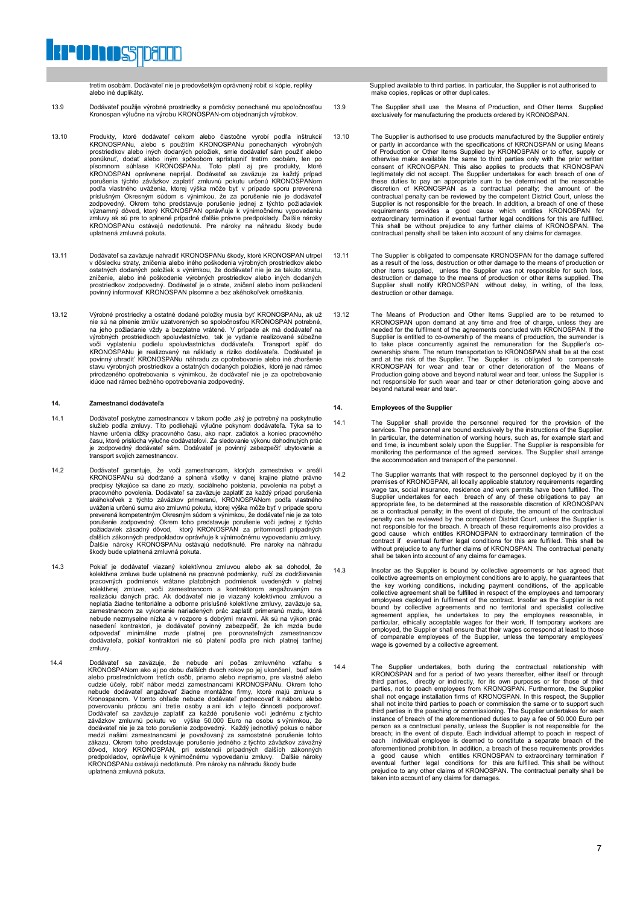tretím osobám. Dodávateľ nie je predovšetkým oprávnený robiť si kópie, repliky alebo iné duplikáty.

13.9 Dodávateľ použije výrobné prostriedky a pomôcky ponechané mu spoločnosťou Kronospan výlučne na výrobu KRONOSPAN-om objednaných výrobkov.

13.10 Produkty, ktoré dodávateľ celkom alebo čiastočne vyrobí podľa inštrukcií KRONOSPANu, alebo s použitím KRONOSPANu ponechaných výrobných prostriedkov alebo iných dodaných položiek, smie dodávateľ sám použiť alebo ponúknuť, dodať alebo iným spôsobom sprístupniť tretím osobám, len po písomnom súhlase KRONOSPANu. Toto platí aj pre produkty, ktoré KRONOSPAN oprávnene neprijal. Dodávateľ sa zaväzuje za každý prípad porušenia týchto záväzkov zaplatiť zmluvnú pokutu určenú KRONOSPANom podľa vlastného uváženia, ktorej výška môže byť v prípade sporu preverená príslušným Okresným súdom s výnimkou, že za porušenie nie je dodávateľ zodpovedný. Okrem toho predstavuje porušenie jednej z týchto požiadaviek významný dôvod, ktorý KRONOSPAN oprávňuje k výnimočnému vypovedaniu zmluvy ak sú pre to splnené prípadné ďalšie právne predpoklady. Ďalšie nároky KRONOSPANu ostávajú nedotknuté. Pre nároky na náhradu škody bude uplatnená zmluvná pokuta.

13.11 Dodávateľ sa zaväzuje nahradiť KRONOSPANu škody, ktoré KRONOSPAN utrpel v dôsledku straty, zničenia alebo iného poškodenia výrobných prostriedkov alebo ostatných dodaných položiek s výnimkou, že dodávateľ nie je za takúto stratu, zničenie, alebo iné poškodenie výrobných prostriedkov alebo iných dodaných prostriedkov zodpovedný. Dodávateľ je o strate, zničení alebo inom poškodení povinný informovať KRONOSPAN písomne a bez akéhokoľvek omeškania.

13.12 Výrobné prostriedky a ostatné dodané položky musia byť KRONOSPANu, ak už nie sú na plnenie zmlúv uzatvorených so spoločnosťou KRONOSPAN potrebné, na jeho požiadanie vždy a bezplatne vrátené. V prípade ak má dodávateľ na výrobných prostriedkoch spoluvlastníctvo, tak je vydanie realizované súbežne voči vyplateniu podielu spoluvlastníctva dodávateľa. Transport späť do KRONOSPANu je realizovaný na náklady a riziko dodávateľa. Dodávateľ je povinný uhradiť KRONOSPANu náhradu za opotrebovanie alebo iné zhoršenie stavu výrobných prostriedkov a ostatných dodaných položiek, ktoré je nad rámec prirodzeného opotrebovania s výnimkou, že dodávateľ nie je za opotrebovanie idúce nad rámec bežného opotrebovania zodpovedný.

## 14. Zamestnanci dodávateľa

14.1 Dodávateľ poskytne zamestnancov v takom počte ,aký je potrebný na poskytnutie služieb podľa zmluvy. Títo podliehajú výlučne pokynom dodávateľa. Týka sa to hlavne určenia dĺžky pracovného času, ako napr. začiatok a koniec pracovného času, ktoré prislúcha výlučne dodávateľovi. Za sledovanie výkonu dohodnutých prác je zodpovedný dodávateľ sám. Dodávateľ je povinný zabezpečiť ubytovanie a transport svojich zamestnancov.

14.2 Dodávateľ garantuje, že voči zamestnancom, ktorých zamestnáva v areáli KRONOSPANu sú dodržané a splnená všetky v danej krajine platné právne predpisy týkajúce sa dane zo mzdy, sociálneho poistenia, povolenia na pobyt a pracovného povolenia. Dodávateľ sa zaväzuje zaplatiť za každý prípad porušenia akéhokoľvek z týchto záväzkov primeranú, KRONOSPANom podľa vlastného uváženia určenú sumu ako zmluvnú pokutu, ktorej výška môže byť v prípade sporu preverená kompetentným Okresným súdom s výnimkou, že dodávateľ nie je za toto porušenie zodpovedný. Okrem toho predstavuje porušenie voči jednej z týchto požiadaviek zásadný dôvod, ktorý KRONOSPAN za prítomnosti prípadných ďalších zákonných predpokladov oprávňuje k výnimočnému vypovedaniu zmluvy. Ďalšie nároky KRONOSPANu ostávajú nedotknuté. Pre nároky na náhradu škody bude uplatnená zmluvná pokuta.

14.3 Pokiaľ je dodávateľ viazaný kolektívnou zmluvou alebo ak sa dohodol, že kolektívna zmluva bude uplatnená na pracovné podmienky, ručí za dodržiavanie pracovných podmienok vrátane platobných podmienok uvedených v platnej kolektívnej zmluve, voči zamestnancom a kontraktorom angažovaným na realizáciu daných prác. Ak dodávateľ nie je viazaný kolektívnou zmluvou a neplatia žiadne teritoriálne a odborne príslušné kolektívne zmluvy, zaväzuje sa, zamestnancom za vykonanie nariadených prác zaplatiť primeranú mzdu, ktorá nebude nezmyselne nízka a v rozpore s dobrými mravmi. Ak sú na výkon prác nasedení kontraktori, je dodávateľ povinný zabezpečiť, že ich mzda bude odpovedať minimálne mzde platnej pre porovnateľných zamestnancov dodávateľa, pokiaľ kontraktori nie sú platení podľa pre nich platnej tarifnej zmluvy.

14.4 Dodávateľ sa zaväzuje, že nebude ani počas zmluvného vzťahu s KRONOSPANom ako aj po dobu ďalších dvoch rokov po jej ukončení, buď sám alebo prostredníctvom tretích osôb, priamo alebo nepriamo, pre vlastné alebo cudzie účely, robiť nábor medzi zamestnancami KRONOSPANu. Okrem toho nebude dodávateľ angažovať žiadne montážne firmy, ktoré majú zmluvu s Kronospanom. V tomto ohľade nebude dodávateľ podnecovať k náboru alebo poverovaniu prácou ani tretie osoby a ani ich v tejto činnosti podporovať. Dodávateľ sa zaväzuje zaplatiť za každé porušenie voči jednému z týchto záväzkov zmluvnú pokutu vo výške 50.000 Euro na osobu s výnimkou, že dodávateľ nie je za toto porušenie zodpovedný. Každý jednotlivý pokus o nábor medzi našimi zamestnancami je považovaný za samostatné porušenie tohto zákazu. Okrem toho predstavuje porušenie jedného z týchto záväzkov závažný dôvod, ktorý KRONOSPAN, pri existencii prípadných ďalších zákonných predpokladov, oprávňuje k výnimočnému vypovedaniu zmluvy. Ďalšie nároky KRONOSPANu ostávajú nedotknuté. Pre nároky na náhradu škody bude uplatnená zmluvná pokuta.

---

Supplied available to third parties. In particular, the Supplier is not authorised to make copies, replicas or other duplicates.

13.9 The Supplier shall use the Means of Production, and Other Items Supplied exclusively for manufacturing the products ordered by KRONOSPAN.

13.10 The Supplier is authorised to use products manufactured by the Supplier entirely or partly in accordance with the specifications of KRONOSPAN or using Means of Production or Other Items Supplied by KRONOSPAN or to offer, supply or otherwise make available the same to third parties only with the prior written consent of KRONOSPAN. This also applies to products that KRONOSPAN legitimately did not accept. The Supplier undertakes for each breach of one of these duties to pay an appropriate sum to be determined at the reasonable discretion of KRONOSPAN as a contractual penalty; the amount of the contractual penalty can be reviewed by the competent District Court, unless the Supplier is not responsible for the breach. In addition, a breach of one of these requirements provides a good cause which entitles KRONOSPAN for extraordinary termination if eventual further legal conditions for this are fulfilled. This shall be without prejudice to any further claims of KRONOSPAN. The contractual penalty shall be taken into account of any claims for damages.

13.11 The Supplier is obligated to compensate KRONOSPAN for the damage suffered as a result of the loss, destruction or other damage to the means of production or other items supplied, unless the Supplier was not responsible for such loss, destruction or damage to the means of production or other items supplied. The Supplier shall notify KRONOSPAN without delay, in writing, of the loss, destruction or other damage.

13.12 The Means of Production and Other Items Supplied are to be returned to KRONOSPAN upon demand at any time and free of charge, unless they are needed for the fulfilment of the agreements concluded with KRONOSPAN. If the Supplier is entitled to co-ownership of the means of production, the surrender is to take place concurrently against the remuneration for the Supplier's co-ownership share. The return transportation to KRONOSPAN shall be at the cost and at the risk of the Supplier. The Supplier is obligated to compensate KRONOSPAN for wear and tear or other deterioration of the Means of Production going above and beyond natural wear and tear, unless the Supplier is not responsible for such wear and tear or other deterioration going above and beyond natural wear and tear.

## 14. Employees of the Supplier

14.1 The Supplier shall provide the personnel required for the provision of the services. The personnel are bound exclusively by the instructions of the Supplier. In particular, the determination of working hours, such as, for example start and end time, is incumbent solely upon the Supplier. The Supplier is responsible for monitoring the performance of the agreed services. The Supplier shall arrange the accommodation and transport of the personnel.

14.2 The Supplier warrants that with respect to the personnel deployed by it on the premises of KRONOSPAN, all locally applicable statutory requirements regarding wage tax, social insurance, residence and work permits have been fulfilled. The Supplier undertakes for each breach of any of these obligations to pay an appropriate fee, to be determined at the reasonable discretion of KRONOSPAN as a contractual penalty; in the event of dispute, the amount of the contractual penalty can be reviewed by the competent District Court, unless the Supplier is not responsible for the breach. A breach of these requirements also provides a good cause which entitles KRONOSPAN to extraordinary termination of the contract if eventual further legal conditions for this are fulfilled. This shall be without prejudice to any further claims of KRONOSPAN. The contractual penalty shall be taken into account of any claims for damages.

14.3 Insofar as the Supplier is bound by collective agreements or has agreed that collective agreements on employment conditions are to apply, he guarantees that the key working conditions, including payment conditions, of the applicable collective agreement shall be fulfilled in respect of the employees and temporary employees deployed in fulfilment of the contract. Insofar as the Supplier is not bound by collective agreements and no territorial and specialist collective agreement applies, he undertakes to pay the employees reasonable, in particular, ethically acceptable wages for their work. If temporary workers are employed, the Supplier shall ensure that their wages correspond at least to those of comparable employees of the Supplier, unless the temporary employees' wage is governed by a collective agreement.

14.4 The Supplier undertakes, both during the contractual relationship with KRONOSPAN and for a period of two years thereafter, either itself or through third parties, directly or indirectly, for its own purposes or for those of third parties, not to poach employees from KRONOSPAN. Furthermore, the Supplier shall not engage installation firms of KRONOSPAN. In this respect, the Supplier shall not incite third parties to poach or commission the same or to support such third parties in the poaching or commissioning. The Supplier undertakes for each instance of breach of the aforementioned duties to pay a fee of 50.000 Euro per person as a contractual penalty, unless the Supplier is not responsible for the breach; in the event of dispute. Each individual attempt to poach in respect of each individual employee is deemed to constitute a separate breach of the aforementioned prohibition. In addition, a breach of these requirements provides a good cause which entitles KRONOSPAN to extraordinary termination if eventual further legal conditions for this are fulfilled. This shall be without prejudice to any other claims of KRONOSPAN. The contractual penalty shall be taken into account of any claims for damages.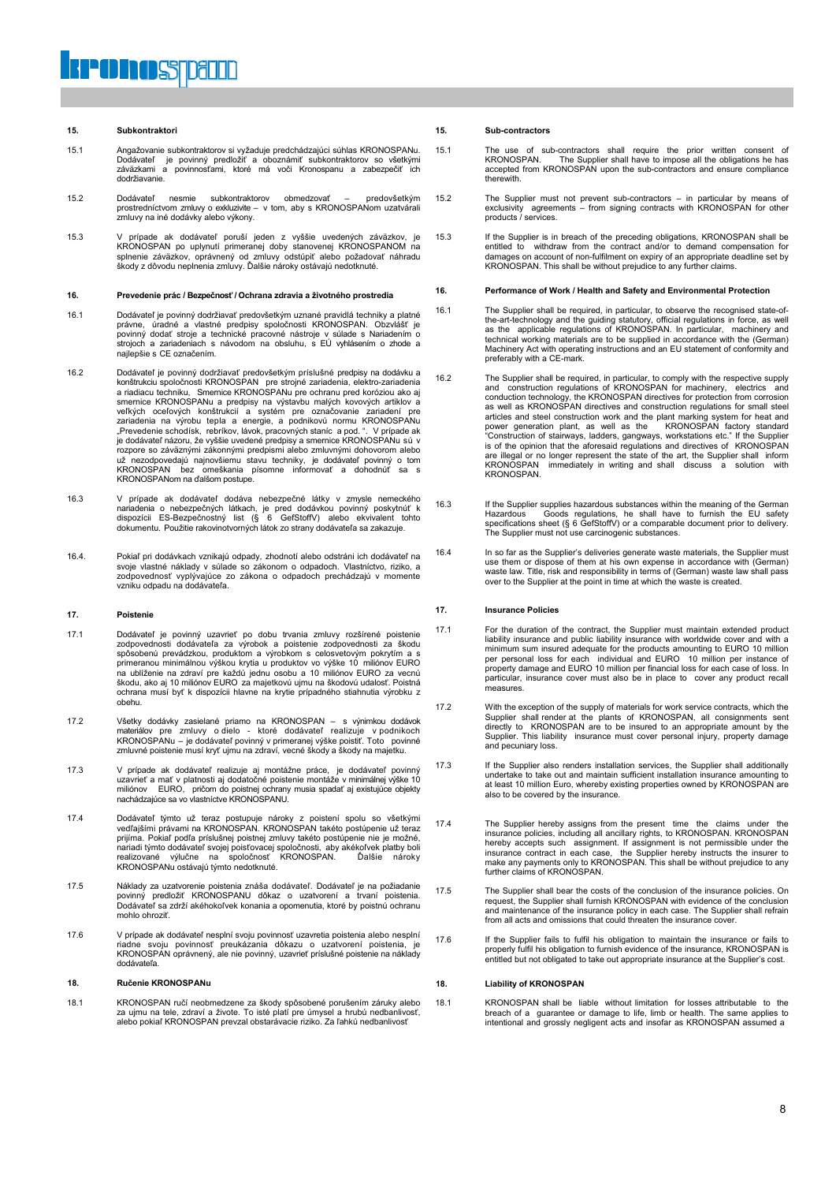## 15. Subkontraktori

15.1 Angažovanie subkontraktorov si vyžaduje predchádzajúci súhlas KRONOSPANu. Dodávateľ je povinný predložiť a oboznámiť subkontraktorov so všetkými záväzkami a povinnosťami, ktoré má voči Kronospanu a zabezpečiť ich dodržiavanie.

15.2 Dodávateľ nesmie subkontraktorov obmedzovať – predovšetkým prostredníctvom zmluvy o exkluzivite – v tom, aby s KRONOSPANom uzatvárali zmluvy na iné dodávky alebo výkony.

15.3 V prípade ak dodávateľ poruší jeden z vyššie uvedených záväzkov, je KRONOSPAN po uplynutí primeranej doby stanovenej KRONOSPANOM na splnenie záväzkov, oprávnený od zmluvy odstúpiť alebo požadovať náhradu škody z dôvodu neplnenia zmluvy. Ďalšie nároky ostávajú nedotknuté.

## 16. Prevedenie prác / Bezpečnosť / Ochrana zdravia a životného prostredia

16.1 Dodávateľ je povinný dodržiavať predovšetkým uznané pravidlá techniky a platné právne, úradné a vlastné predpisy spoločnosti KRONOSPAN. Obzvlášť je povinný dodať stroje a technické pracovné nástroje v súlade s Nariadením o strojoch a zariadeniach s návodom na obsluhu, s EÚ vyhlásením o zhode a najlepšie s CE označením.

16.2 Dodávateľ je povinný dodržiavať predovšetkým príslušné predpisy na dodávku a konštrukciu spoločnosti KRONOSPAN pre strojné zariadenia, elektro-zariadenia a riadiacu techniku, Smernice KRONOSPANu pre ochranu pred koróziou ako aj smernice KRONOSPANu a predpisy na výstavbu malých kovových artiklov a veľkých oceľových konštrukcií a systém pre označovanie zariadení pre zariadenia na výrobu tepla a energie, a podnikovú normu KRONOSPANu „Prevedenie schodísk, rebríkov, lávok, pracovných staníc a pod. ". V prípade ak je dodávateľ názoru, že vyššie uvedené predpisy a smernice KRONOSPANu sú v rozpore so záväznými zákonnými predpismi alebo zmluvnými dohovorom alebo už nezodpovedajú najnovšiemu stavu techniky, je dodávateľ povinný o tom KRONOSPAN bez omeškania písomne informovať a dohodnúť sa s KRONOSPANom na ďalšom postupe.

16.3 V prípade ak dodávateľ dodáva nebezpečné látky v zmysle nemeckého nariadenia o nebezpečných látkach, je pred dodávkou povinný poskytnúť k dispozícii ES-Bezpečnostný list (§ 6 GefStoffV) alebo ekvivalent tohto dokumentu. Použitie rakovinotvorných látok zo strany dodávateľa sa zakazuje.

16.4. Pokiaľ pri dodávkach vznikajú odpady, zhodnotí alebo odstráni ich dodávateľ na svoje vlastné náklady v súlade so zákonom o odpadoch. Vlastníctvo, riziko, a zodpovednosť vyplývajúce zo zákona o odpadoch prechádzajú v momente vzniku odpadu na dodávateľa.

## 17. Poistenie

17.1 Dodávateľ je povinný uzavrieť po dobu trvania zmluvy rozšírené poistenie zodpovednosti dodávateľa za výrobok a poistenie zodpovednosti za škodu spôsobenú prevádzkou, produktom a výrobkom s celosvetovým pokrytím a s primeranou minimálnou výškou krytia u produktov vo výške 10 miliónov EURO na ublíženie na zdraví pre každú jednu osobu a 10 miliónov EURO za vecnú škodu, ako aj 10 miliónov EURO za majetkovú ujmu na škodovú udalosť. Poistná ochrana musí byť k dispozícii hlavne na krytie prípadného stiahnutia výrobku z obehu.

17.2 Všetky dodávky zasielané priamo na KRONOSPAN – s výnimkou dodávok materiálov pre zmluvy o dielo - ktoré dodávateľ realizuje v podnikoch KRONOSPANu – je dodávateľ povinný v primeranej výške poistiť. Toto povinné zmluvné poistenie musí kryť ujmu na zdraví, vecné škody a škody na majetku.

17.3 V prípade ak dodávateľ realizuje aj montážne práce, je dodávateľ povinný uzavrieť a mať v platnosti aj dodatočné poistenie montáže v minimálnej výške 10 miliónov EURO, pričom do poistnej ochrany musia spadať aj existujúce objekty nachádzajúce sa vo vlastníctve KRONOSPANU.

17.4 Dodávateľ týmto už teraz postupuje nároky z poistení spolu so všetkými vedľajšími právami na KRONOSPAN. KRONOSPAN takéto postúpenie už teraz prijíma. Pokiaľ podľa príslušnej poistnej zmluvy takéto postúpenie nie je možné, nariadi týmto dodávateľ svojej poisťovacej spoločnosti, aby akékoľvek platby boli realizované výlučne na spoločnosť KRONOSPAN. Ďalšie nároky KRONOSPANu ostávajú týmto nedotknuté.

17.5 Náklady za uzatvorenie poistenia znáša dodávateľ. Dodávateľ je na požiadanie povinný predložiť KRONOSPANU dôkaz o uzatvorení a trvaní poistenia. Dodávateľ sa zdrží akéhokoľvek konania a opomenutia, ktoré by poistnú ochranu mohlo ohroziť.

17.6 V prípade ak dodávateľ nesplní svoju povinnosť uzavretia poistenia alebo nesplní riadne svoju povinnosť preukázania dôkazu o uzatvorení poistenia, je KRONOSPAN oprávnený, ale nie povinný, uzavrieť príslušné poistenie na náklady dodávateľa.

## 18. Ručenie KRONOSPANu

18.1 KRONOSPAN ručí neobmedzene za škody spôsobené porušením záruky alebo za ujmu na tele, zdraví a živote. To isté platí pre úmysel a hrubú nedbanlivosť, alebo pokiaľ KRONOSPAN prevzal obstarávacie riziko. Za ľahkú nedbanlivosť

## 15. Sub-contractors

15.1 The use of sub-contractors shall require the prior written consent of KRONOSPAN. The Supplier shall have to impose all the obligations he has accepted from KRONOSPAN upon the sub-contractors and ensure compliance therewith.

15.2 The Supplier must not prevent sub-contractors – in particular by means of exclusivity agreements – from signing contracts with KRONOSPAN for other products / services.

15.3 If the Supplier is in breach of the preceding obligations, KRONOSPAN shall be entitled to withdraw from the contract and/or to demand compensation for damages on account of non-fulfilment on expiry of an appropriate deadline set by KRONOSPAN. This shall be without prejudice to any further claims.

## 16. Performance of Work / Health and Safety and Environmental Protection

16.1 The Supplier shall be required, in particular, to observe the recognised state-of-the-art-technology and the guiding statutory, official regulations in force, as well as the applicable regulations of KRONOSPAN. In particular, machinery and technical working materials are to be supplied in accordance with the (German) Machinery Act with operating instructions and an EU statement of conformity and preferably with a CE-mark.

16.2 The Supplier shall be required, in particular, to comply with the respective supply and construction regulations of KRONOSPAN for machinery, electrics and conduction technology, the KRONOSPAN directives for protection from corrosion as well as KRONOSPAN directives and construction regulations for small steel articles and steel construction work and the plant marking system for heat and power generation plant, as well as the KRONOSPAN factory standard "Construction of stairways, ladders, gangways, workstations etc." If the Supplier is of the opinion that the aforesaid regulations and directives of KRONOSPAN are illegal or no longer represent the state of the art, the Supplier shall inform KRONOSPAN immediately in writing and shall discuss a solution with KRONOSPAN.

16.3 If the Supplier supplies hazardous substances within the meaning of the German Hazardous Goods regulations, he shall have to furnish the EU safety specifications sheet (§ 6 GefStoffV) or a comparable document prior to delivery. The Supplier must not use carcinogenic substances.

16.4 In so far as the Supplier's deliveries generate waste materials, the Supplier must use them or dispose of them at his own expense in accordance with (German) waste law. Title, risk and responsibility in terms of (German) waste law shall pass over to the Supplier at the point in time at which the waste is created.

## 17. Insurance Policies

17.1 For the duration of the contract, the Supplier must maintain extended product liability insurance and public liability insurance with worldwide cover and with a minimum sum insured adequate for the products amounting to EURO 10 million per personal loss for each individual and EURO 10 million per instance of property damage and EURO 10 million per financial loss for each case of loss. In particular, insurance cover must also be in place to cover any product recall measures.

17.2 With the exception of the supply of materials for work service contracts, which the Supplier shall render at the plants of KRONOSPAN, all consignments sent directly to KRONOSPAN are to be insured to an appropriate amount by the Supplier. This liability insurance must cover personal injury, property damage and pecuniary loss.

17.3 If the Supplier also renders installation services, the Supplier shall additionally undertake to take out and maintain sufficient installation insurance amounting to at least 10 million Euro, whereby existing properties owned by KRONOSPAN are also to be covered by the insurance.

17.4 The Supplier hereby assigns from the present time the claims under the insurance policies, including all ancillary rights, to KRONOSPAN. KRONOSPAN hereby accepts such assignment. If assignment is not permissible under the insurance contract in each case, the Supplier hereby instructs the insurer to make any payments only to KRONOSPAN. This shall be without prejudice to any further claims of KRONOSPAN.

17.5 The Supplier shall bear the costs of the conclusion of the insurance policies. On request, the Supplier shall furnish KRONOSPAN with evidence of the conclusion and maintenance of the insurance policy in each case. The Supplier shall refrain from all acts and omissions that could threaten the insurance cover.

17.6 If the Supplier fails to fulfil his obligation to maintain the insurance or fails to properly fulfil his obligation to furnish evidence of the insurance, KRONOSPAN is entitled but not obligated to take out appropriate insurance at the Supplier's cost.

## 18. Liability of KRONOSPAN

18.1 KRONOSPAN shall be liable without limitation for losses attributable to the breach of a guarantee or damage to life, limb or health. The same applies to intentional and grossly negligent acts and insofar as KRONOSPAN assumed a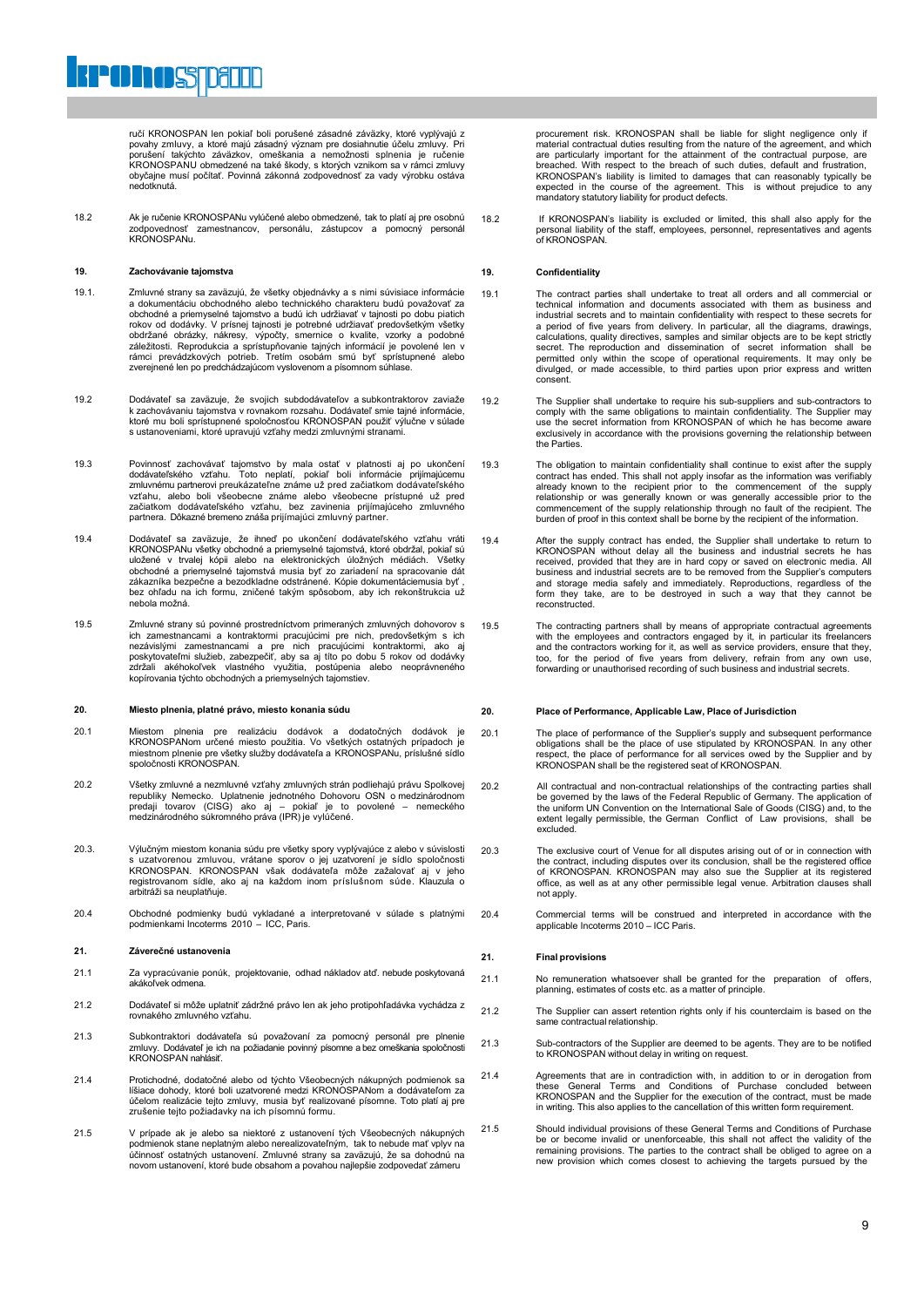ručí KRONOSPAN len pokiaľ boli porušené zásadné záväzky, ktoré vyplývajú z povahy zmluvy, a ktoré majú zásadný význam pre dosiahnutie účelu zmluvy. Pri porušení takýchto záväzkov, omeškania a nemožnosti splnenia je ručenie KRONOSPANU obmedzené na také škody, s ktorých vznikom sa v rámci zmluvy obyčajne musí počítať. Povinná zákonná zodpovednosť za vady výrobku ostáva nedotknutá.

18.2 Ak je ručenie KRONOSPANu vylúčené alebo obmedzené, tak to platí aj pre osobnú zodpovednosť zamestnancov, personálu, zástupcov a pomocný personál KRONOSPANu.

## 19. Zachovávanie tajomstva

19.1. Zmluvné strany sa zaväzujú, že všetky objednávky a s nimi súvisiace informácie a dokumentáciu obchodného alebo technického charakteru budú považovať za obchodné a priemyselné tajomstvo a budú ich udržiavať v tajnosti po dobu piatich rokov od dodávky. V prísnej tajnosti je potrebné udržiavať predovšetkým všetky obdržané obrázky, nákresy, výpočty, smernice o kvalite, vzorky a podobné záležitosti. Reprodukcia a sprístupňovanie tajných informácií je povolené len v rámci prevádzkových potrieb. Tretím osobám smú byť sprístupnené alebo zverejnené len po predchádzajúcom vyslovenom a písomnom súhlase.

19.2 Dodávateľ sa zaväzuje, že svojich subdodávateľov a subkontraktorov zaviaže k zachovávaniu tajomstva v rovnakom rozsahu. Dodávateľ smie tajné informácie, ktoré mu boli sprístupnené spoločnosťou KRONOSPAN použiť výlučne v súlade s ustanoveniami, ktoré upravujú vzťahy medzi zmluvnými stranami.

19.3 Povinnosť zachovávať tajomstvo by mala ostať v platnosti aj po ukončení dodávateľského vzťahu. Toto neplatí, pokiaľ boli informácie prijímajúcemu zmluvnému partnerovi preukázateľne známe už pred začiatkom dodávateľského vzťahu, alebo boli všeobecne známe alebo všeobecne prístupné už pred začiatkom dodávateľského vzťahu, bez zavinenia prijímajúceho zmluvného partnera. Dôkazné bremeno znáša prijímajúci zmluvný partner.

19.4 Dodávateľ sa zaväzuje, že ihneď po ukončení dodávateľského vzťahu vráti KRONOSPANu všetky obchodné a priemyselné tajomstvá, ktoré obdržal, pokiaľ sú uložené v trvalej kópii alebo na elektronických úložných médiách. Všetky obchodné a priemyselné tajomstvá musia byť zo zariadení na spracovanie dát zákazníka bezpečne a bezodkladne odstránené. Kópie dokumentáciemusia byť , bez ohľadu na ich formu, zničené takým spôsobom, aby ich rekonštrukcia už nebola možná.

19.5 Zmluvné strany sú povinné prostredníctvom primeraných zmluvných dohovorov s ich zamestnancami a kontraktormi pracujúcimi pre nich, predovšetkým s ich nezávislými zamestnancami a pre nich pracujúcimi kontraktormi, ako aj poskytovateľmi služieb, zabezpečiť, aby sa aj títo po dobu 5 rokov od dodávky zdržali akéhokoľvek vlastného využitia, postúpenia alebo neoprávneného kopírovania týchto obchodných a priemyselných tajomstiev.

## 20. Miesto plnenia, platné právo, miesto konania súdu

20.1 Miestom plnenia pre realizáciu dodávok a dodatočných dodávok je KRONOSPANom určené miesto použitia. Vo všetkých ostatných prípadoch je miestnom plnenie pre všetky služby dodávateľa a KRONOSPANu, príslušné sídlo spoločnosti KRONOSPAN.

20.2 Všetky zmluvné a nezmluvné vzťahy zmluvných strán podliehajú právu Spolkovej republiky Nemecko. Uplatnenie jednotného Dohovoru OSN o medzinárodnom predaji tovarov (CISG) ako aj – pokiaľ je to povolené – nemeckého medzinárodného súkromného práva (IPR) je vylúčené.

20.3. Výlučným miestom konania súdu pre všetky spory vyplývajúce z alebo v súvislosti s uzatvorenou zmluvou, vrátane sporov o jej uzatvorení je sídlo spoločnosti KRONOSPAN. KRONOSPAN však dodávateľa môže zažalovať aj v jeho registrovanom sídle, ako aj na každom inom príslušnom súde. Klauzula o arbitráži sa neuplatňuje.

20.4 Obchodné podmienky budú vykladané a interpretované v súlade s platnými podmienkami Incoterms 2010 – ICC, Paris.

## 21. Záverečné ustanovenia

21.1 Za vypracúvanie ponúk, projektovanie, odhad nákladov atď. nebude poskytovaná akákoľvek odmena.

21.2 Dodávateľ si môže uplatniť zádržné právo len ak jeho protipohľadávka vychádza z rovnakého zmluvného vzťahu.

21.3 Subkontraktori dodávateľa sú považovaní za pomocný personál pre plnenie zmluvy. Dodávateľ je ich na požiadanie povinný písomne a bez omeškania spoločnosti KRONOSPAN nahlásiť.

21.4 Protichodné, dodatočné alebo od týchto Všeobecných nákupných podmienok sa líšiace dohody, ktoré boli uzatvorené medzi KRONOSPANom a dodávateľom za účelom realizácie tejto zmluvy, musia byť realizované písomne. Toto platí aj pre zrušenie tejto požiadavky na ich písomnú formu.

21.5 V prípade ak je alebo sa niektoré z ustanovení tých Všeobecných nákupných podmienok stane neplatným alebo nerealizovateľným, tak to nebude mať vplyv na účinnosť ostatných ustanovení. Zmluvné strany sa zaväzujú, že sa dohodnú na novom ustanovení, ktoré bude obsahom a povahou najlepšie zodpovedať zámeru

procurement risk. KRONOSPAN shall be liable for slight negligence only if material contractual duties resulting from the nature of the agreement, and which are particularly important for the attainment of the contractual purpose, are breached. With respect to the breach of such duties, default and frustration, KRONOSPAN's liability is limited to damages that can reasonably typically be expected in the course of the agreement. This is without prejudice to any mandatory statutory liability for product defects.

18.2 If KRONOSPAN's liability is excluded or limited, this shall also apply for the personal liability of the staff, employees, personnel, representatives and agents of KRONOSPAN.

## 19. Confidentiality

19.1 The contract parties shall undertake to treat all orders and all commercial or technical information and documents associated with them as business and industrial secrets and to maintain confidentiality with respect to these secrets for a period of five years from delivery. In particular, all the diagrams, drawings, calculations, quality directives, samples and similar objects are to be kept strictly secret. The reproduction and dissemination of secret information shall be permitted only within the scope of operational requirements. It may only be divulged, or made accessible, to third parties upon prior express and written consent.

19.2 The Supplier shall undertake to require his sub-suppliers and sub-contractors to comply with the same obligations to maintain confidentiality. The Supplier may use the secret information from KRONOSPAN of which he has become aware exclusively in accordance with the provisions governing the relationship between the Parties.

19.3 The obligation to maintain confidentiality shall continue to exist after the supply contract has ended. This shall not apply insofar as the information was verifiably already known to the recipient prior to the commencement of the supply relationship or was generally known or was generally accessible prior to the commencement of the supply relationship through no fault of the recipient. The burden of proof in this context shall be borne by the recipient of the information.

19.4 After the supply contract has ended, the Supplier shall undertake to return to KRONOSPAN without delay all the business and industrial secrets he has received, provided that they are in hard copy or saved on electronic media. All business and industrial secrets are to be removed from the Supplier's computers and storage media safely and immediately. Reproductions, regardless of the form they take, are to be destroyed in such a way that they cannot be reconstructed.

19.5 The contracting partners shall by means of appropriate contractual agreements with the employees and contractors engaged by it, in particular its freelancers and the contractors working for it, as well as service providers, ensure that they, too, for the period of five years from delivery, refrain from any own use, forwarding or unauthorised recording of such business and industrial secrets.

## 20. Place of Performance, Applicable Law, Place of Jurisdiction

20.1 The place of performance of the Supplier's supply and subsequent performance obligations shall be the place of use stipulated by KRONOSPAN. In any other respect, the place of performance for all services owed by the Supplier and by KRONOSPAN shall be the registered seat of KRONOSPAN.

20.2 All contractual and non-contractual relationships of the contracting parties shall be governed by the laws of the Federal Republic of Germany. The application of the uniform UN Convention on the International Sale of Goods (CISG) and, to the extent legally permissible, the German Conflict of Law provisions, shall be excluded.

20.3 The exclusive court of Venue for all disputes arising out of or in connection with the contract, including disputes over its conclusion, shall be the registered office of KRONOSPAN. KRONOSPAN may also sue the Supplier at its registered office, as well as at any other permissible legal venue. Arbitration clauses shall not apply.

20.4 Commercial terms will be construed and interpreted in accordance with the applicable Incoterms 2010 – ICC Paris.

## 21. Final provisions

21.1 No remuneration whatsoever shall be granted for the preparation of offers, planning, estimates of costs etc. as a matter of principle.

21.2 The Supplier can assert retention rights only if his counterclaim is based on the same contractual relationship.

21.3 Sub-contractors of the Supplier are deemed to be agents. They are to be notified to KRONOSPAN without delay in writing on request.

21.4 Agreements that are in contradiction with, in addition to or in derogation from these General Terms and Conditions of Purchase concluded between KRONOSPAN and the Supplier for the execution of the contract, must be made in writing. This also applies to the cancellation of this written form requirement.

21.5 Should individual provisions of these General Terms and Conditions of Purchase be or become invalid or unenforceable, this shall not affect the validity of the remaining provisions. The parties to the contract shall be obliged to agree on a new provision which comes closest to achieving the targets pursued by the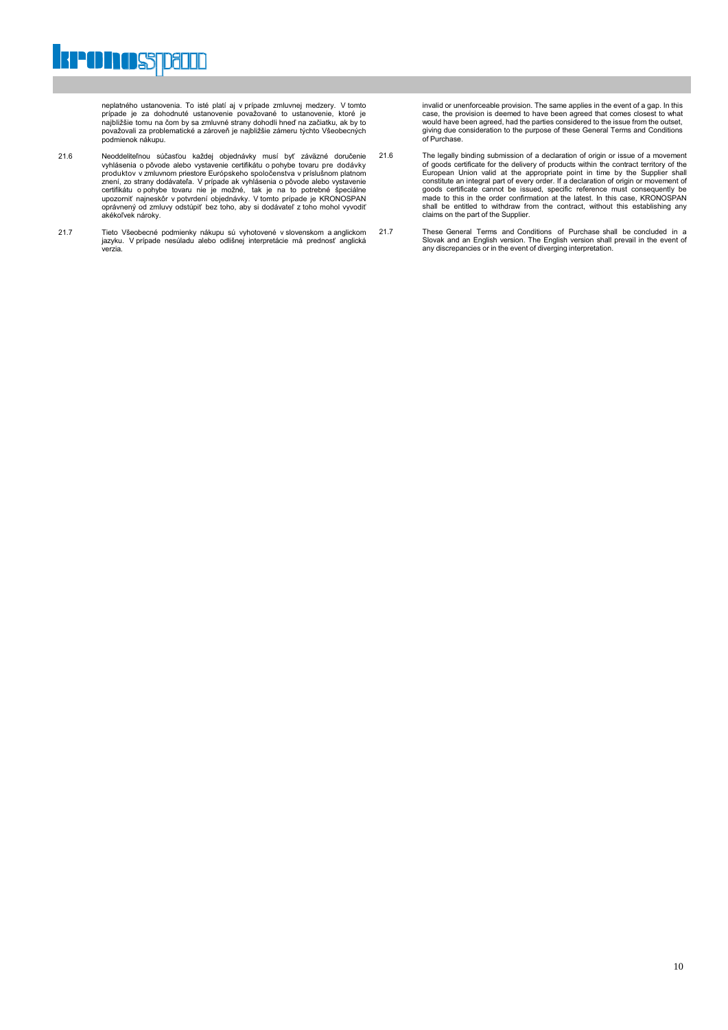neplatného ustanovenia. To isté platí aj v prípade zmluvnej medzery. V tomto prípade je za dohodnuté ustanovenie považované to ustanovenie, ktoré je najbližšie tomu na čom by sa zmluvné strany dohodli hneď na začiatku, ak by to považovali za problematické a zároveň je najbližšie zámeru týchto Všeobecných podmienok nákupu.

invalid or unenforceable provision. The same applies in the event of a gap. In this case, the provision is deemed to have been agreed that comes closest to what would have been agreed, had the parties considered to the issue from the outset, giving due consideration to the purpose of these General Terms and Conditions of Purchase.

21.6 Neoddeliteľnou súčasťou každej objednávky musí byť záväzné doručenie vyhlásenia o pôvode alebo vystavenie certifikátu o pohybe tovaru pre dodávky produktov v zmluvnom priestore Európskeho spoločenstva v príslušnom platnom znení, zo strany dodávateľa. V prípade ak vyhlásenia o pôvode alebo vystavenie certifikátu o pohybe tovaru nie je možné, tak je na to potrebné špeciálne upozorniť najneskôr v potvrdení objednávky. V tomto prípade je KRONOSPAN oprávnený od zmluvy odstúpiť bez toho, aby si dodávateľ z toho mohol vyvodiť akékoľvek nároky.

21.6 The legally binding submission of a declaration of origin or issue of a movement of goods certificate for the delivery of products within the contract territory of the European Union valid at the appropriate point in time by the Supplier shall constitute an integral part of every order. If a declaration of origin or movement of goods certificate cannot be issued, specific reference must consequently be made to this in the order confirmation at the latest. In this case, KRONOSPAN shall be entitled to withdraw from the contract, without this establishing any claims on the part of the Supplier.

21.7 Tieto Všeobecné podmienky nákupu sú vyhotovené v slovenskom a anglickom jazyku. V prípade nesúladu alebo odlišnej interpretácie má prednosť anglická verzia.

21.7 These General Terms and Conditions of Purchase shall be concluded in a Slovak and an English version. The English version shall prevail in the event of any discrepancies or in the event of diverging interpretation.